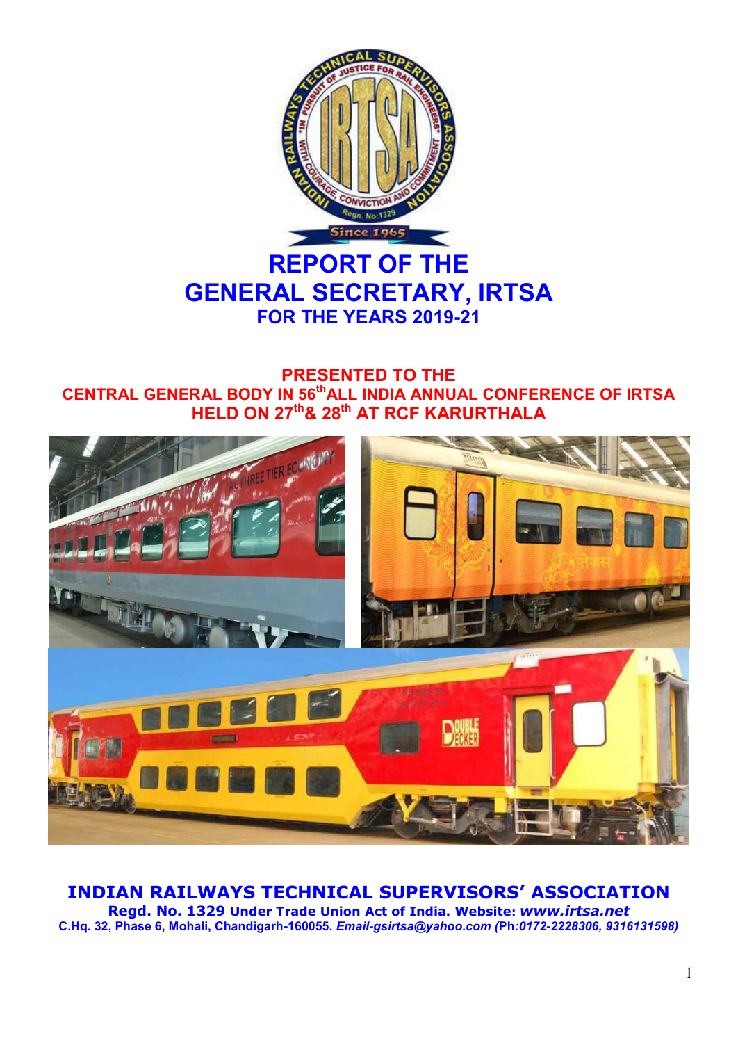# REPORT OF THE GENERAL SECRETARY, IRTSA

## FOR THE YEARS 2019-21

**PRESENTED TO THE CENTRAL GENERAL BODY IN 56th ALL INDIA ANNUAL CONFERENCE OF IRTSA HELD ON 27th & 28th AT RCF KARURTHALA**

**INDIAN RAILWAYS TECHNICAL SUPERVISORS' ASSOCIATION**

**Regd. No. 1329 Under Trade Union Act of India. Website: *www.irtsa.net***

**C.Hq. 32, Phase 6, Mohali, Chandigarh-160055. *Email-gsirtsa@yahoo.com (*Ph*:0172-2228306, 9316131598)***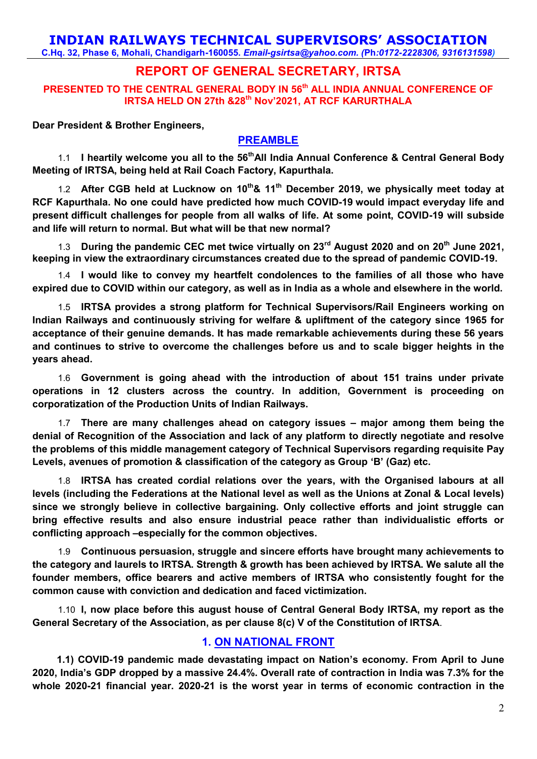# INDIAN RAILWAYS TECHNICAL SUPERVISORS' ASSOCIATION

**C.Hq. 32, Phase 6, Mohali, Chandigarh-160055.** ***Email-gsirtsa@yahoo.com. (Ph:0172-2228306, 9316131598)***

## REPORT OF GENERAL SECRETARY, IRTSA

**PRESENTED TO THE CENTRAL GENERAL BODY IN 56th ALL INDIA ANNUAL CONFERENCE OF IRTSA HELD ON 27th &28th Nov'2021, AT RCF KARURTHALA**

**Dear President & Brother Engineers,**

### PREAMBLE

1.1 **I heartily welcome you all to the 56thAll India Annual Conference & Central General Body Meeting of IRTSA, being held at Rail Coach Factory, Kapurthala.**

1.2 **After CGB held at Lucknow on 10th& 11th December 2019, we physically meet today at RCF Kapurthala. No one could have predicted how much COVID-19 would impact everyday life and present difficult challenges for people from all walks of life. At some point, COVID-19 will subside and life will return to normal. But what will be that new normal?**

1.3 **During the pandemic CEC met twice virtually on 23rd August 2020 and on 20th June 2021, keeping in view the extraordinary circumstances created due to the spread of pandemic COVID-19.**

1.4 **I would like to convey my heartfelt condolences to the families of all those who have expired due to COVID within our category, as well as in India as a whole and elsewhere in the world.**

1.5 **IRTSA provides a strong platform for Technical Supervisors/Rail Engineers working on Indian Railways and continuously striving for welfare & upliftment of the category since 1965 for acceptance of their genuine demands. It has made remarkable achievements during these 56 years and continues to strive to overcome the challenges before us and to scale bigger heights in the years ahead.**

1.6 **Government is going ahead with the introduction of about 151 trains under private operations in 12 clusters across the country. In addition, Government is proceeding on corporatization of the Production Units of Indian Railways.**

1.7 **There are many challenges ahead on category issues – major among them being the denial of Recognition of the Association and lack of any platform to directly negotiate and resolve the problems of this middle management category of Technical Supervisors regarding requisite Pay Levels, avenues of promotion & classification of the category as Group 'B' (Gaz) etc.**

1.8 **IRTSA has created cordial relations over the years, with the Organised labours at all levels (including the Federations at the National level as well as the Unions at Zonal & Local levels) since we strongly believe in collective bargaining. Only collective efforts and joint struggle can bring effective results and also ensure industrial peace rather than individualistic efforts or conflicting approach –especially for the common objectives.**

1.9 **Continuous persuasion, struggle and sincere efforts have brought many achievements to the category and laurels to IRTSA. Strength & growth has been achieved by IRTSA. We salute all the founder members, office bearers and active members of IRTSA who consistently fought for the common cause with conviction and dedication and faced victimization.**

1.10 **I, now place before this august house of Central General Body IRTSA, my report as the General Secretary of the Association, as per clause 8(c) V of the Constitution of IRTSA**.

### 1. ON NATIONAL FRONT

**1.1) COVID-19 pandemic made devastating impact on Nation's economy. From April to June 2020, India's GDP dropped by a massive 24.4%. Overall rate of contraction in India was 7.3% for the whole 2020-21 financial year. 2020-21 is the worst year in terms of economic contraction in the**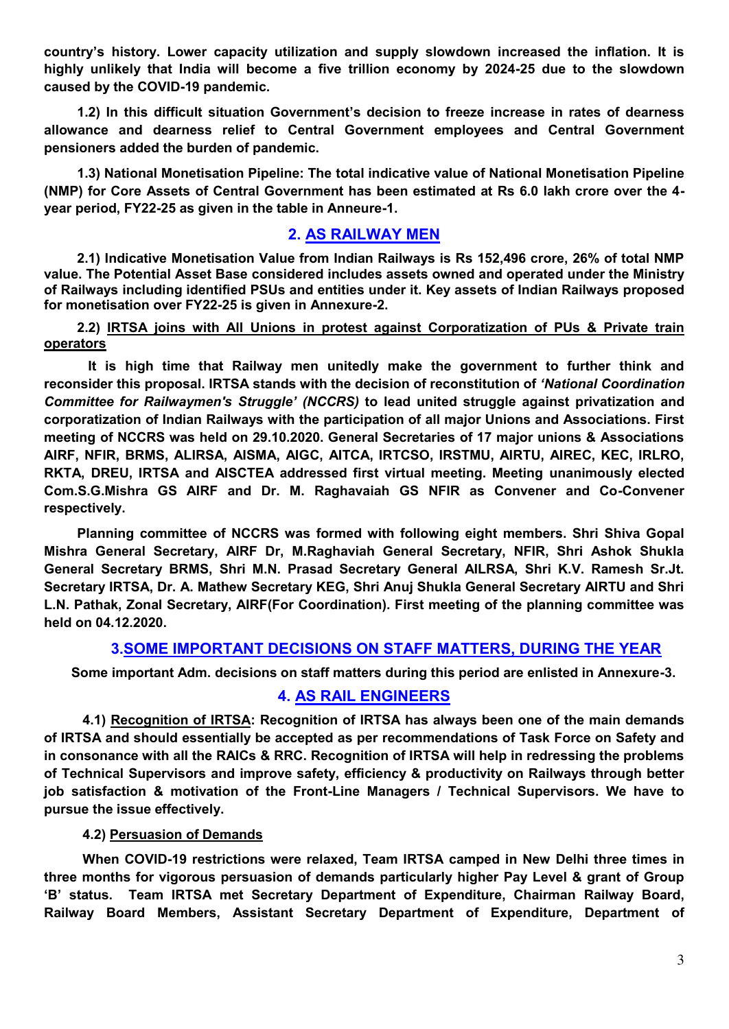**country's history. Lower capacity utilization and supply slowdown increased the inflation. It is highly unlikely that India will become a five trillion economy by 2024-25 due to the slowdown caused by the COVID-19 pandemic.**

**1.2) In this difficult situation Government's decision to freeze increase in rates of dearness allowance and dearness relief to Central Government employees and Central Government pensioners added the burden of pandemic.**

**1.3) National Monetisation Pipeline: The total indicative value of National Monetisation Pipeline (NMP) for Core Assets of Central Government has been estimated at Rs 6.0 lakh crore over the 4-year period, FY22-25 as given in the table in Anneure-1.**

## 2. AS RAILWAY MEN

**2.1) Indicative Monetisation Value from Indian Railways is Rs 152,496 crore, 26% of total NMP value. The Potential Asset Base considered includes assets owned and operated under the Ministry of Railways including identified PSUs and entities under it. Key assets of Indian Railways proposed for monetisation over FY22-25 is given in Annexure-2.**

**2.2) IRTSA joins with All Unions in protest against Corporatization of PUs & Private train operators**

**It is high time that Railway men unitedly make the government to further think and reconsider this proposal. IRTSA stands with the decision of reconstitution of *'National Coordination Committee for Railwaymen's Struggle' (NCCRS)* to lead united struggle against privatization and corporatization of Indian Railways with the participation of all major Unions and Associations. First meeting of NCCRS was held on 29.10.2020. General Secretaries of 17 major unions & Associations AIRF, NFIR, BRMS, ALIRSA, AISMA, AIGC, AITCA, IRTCSO, IRSTMU, AIRTU, AIREC, KEC, IRLRO, RKTA, DREU, IRTSA and AISCTEA addressed first virtual meeting. Meeting unanimously elected Com.S.G.Mishra GS AIRF and Dr. M. Raghavaiah GS NFIR as Convener and Co-Convener respectively.**

**Planning committee of NCCRS was formed with following eight members. Shri Shiva Gopal Mishra General Secretary, AIRF Dr, M.Raghaviah General Secretary, NFIR, Shri Ashok Shukla General Secretary BRMS, Shri M.N. Prasad Secretary General AILRSA, Shri K.V. Ramesh Sr.Jt. Secretary IRTSA, Dr. A. Mathew Secretary KEG, Shri Anuj Shukla General Secretary AIRTU and Shri L.N. Pathak, Zonal Secretary, AIRF(For Coordination). First meeting of the planning committee was held on 04.12.2020.**

## 3.SOME IMPORTANT DECISIONS ON STAFF MATTERS, DURING THE YEAR

**Some important Adm. decisions on staff matters during this period are enlisted in Annexure-3.**

## 4. AS RAIL ENGINEERS

**4.1) Recognition of IRTSA: Recognition of IRTSA has always been one of the main demands of IRTSA and should essentially be accepted as per recommendations of Task Force on Safety and in consonance with all the RAICs & RRC. Recognition of IRTSA will help in redressing the problems of Technical Supervisors and improve safety, efficiency & productivity on Railways through better job satisfaction & motivation of the Front-Line Managers / Technical Supervisors. We have to pursue the issue effectively.**

**4.2) Persuasion of Demands**

**When COVID-19 restrictions were relaxed, Team IRTSA camped in New Delhi three times in three months for vigorous persuasion of demands particularly higher Pay Level & grant of Group 'B' status. Team IRTSA met Secretary Department of Expenditure, Chairman Railway Board, Railway Board Members, Assistant Secretary Department of Expenditure, Department of**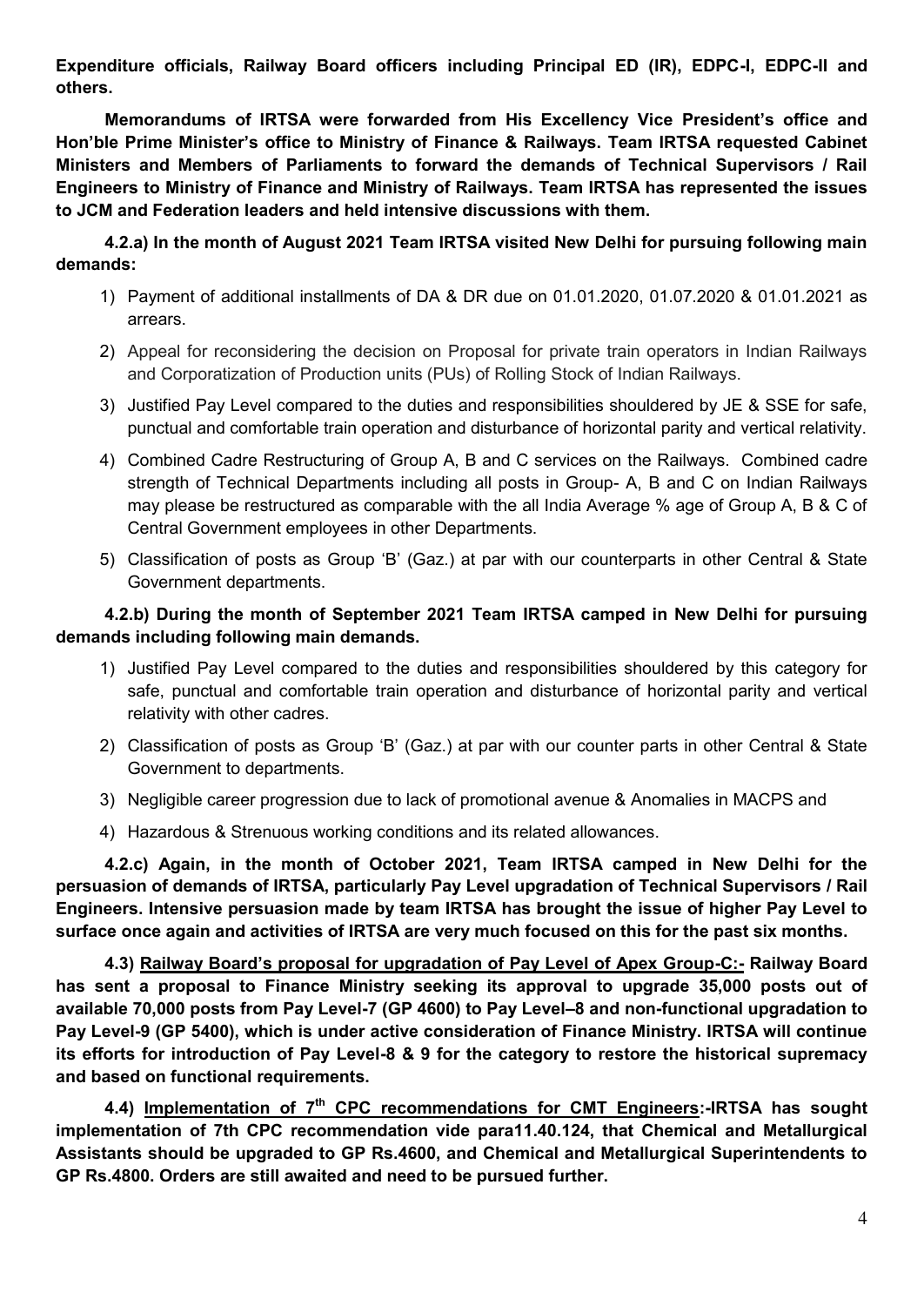**Expenditure officials, Railway Board officers including Principal ED (IR), EDPC-I, EDPC-II and others.**

**Memorandums of IRTSA were forwarded from His Excellency Vice President's office and Hon'ble Prime Minister's office to Ministry of Finance & Railways. Team IRTSA requested Cabinet Ministers and Members of Parliaments to forward the demands of Technical Supervisors / Rail Engineers to Ministry of Finance and Ministry of Railways. Team IRTSA has represented the issues to JCM and Federation leaders and held intensive discussions with them.**

**4.2.a) In the month of August 2021 Team IRTSA visited New Delhi for pursuing following main demands:**

1) Payment of additional installments of DA & DR due on 01.01.2020, 01.07.2020 & 01.01.2021 as arrears.
2) Appeal for reconsidering the decision on Proposal for private train operators in Indian Railways and Corporatization of Production units (PUs) of Rolling Stock of Indian Railways.
3) Justified Pay Level compared to the duties and responsibilities shouldered by JE & SSE for safe, punctual and comfortable train operation and disturbance of horizontal parity and vertical relativity.
4) Combined Cadre Restructuring of Group A, B and C services on the Railways. Combined cadre strength of Technical Departments including all posts in Group- A, B and C on Indian Railways may please be restructured as comparable with the all India Average % age of Group A, B & C of Central Government employees in other Departments.
5) Classification of posts as Group 'B' (Gaz.) at par with our counterparts in other Central & State Government departments.

**4.2.b) During the month of September 2021 Team IRTSA camped in New Delhi for pursuing demands including following main demands.**

1) Justified Pay Level compared to the duties and responsibilities shouldered by this category for safe, punctual and comfortable train operation and disturbance of horizontal parity and vertical relativity with other cadres.
2) Classification of posts as Group 'B' (Gaz.) at par with our counter parts in other Central & State Government to departments.
3) Negligible career progression due to lack of promotional avenue & Anomalies in MACPS and
4) Hazardous & Strenuous working conditions and its related allowances.

**4.2.c) Again, in the month of October 2021, Team IRTSA camped in New Delhi for the persuasion of demands of IRTSA, particularly Pay Level upgradation of Technical Supervisors / Rail Engineers. Intensive persuasion made by team IRTSA has brought the issue of higher Pay Level to surface once again and activities of IRTSA are very much focused on this for the past six months.**

**4.3) <u>Railway Board's proposal for upgradation of Pay Level of Apex Group-C:-</u> Railway Board has sent a proposal to Finance Ministry seeking its approval to upgrade 35,000 posts out of available 70,000 posts from Pay Level-7 (GP 4600) to Pay Level–8 and non-functional upgradation to Pay Level-9 (GP 5400), which is under active consideration of Finance Ministry. IRTSA will continue its efforts for introduction of Pay Level-8 & 9 for the category to restore the historical supremacy and based on functional requirements.**

**4.4) <u>Implementation of 7th CPC recommendations for CMT Engineers</u>:-IRTSA has sought implementation of 7th CPC recommendation vide para11.40.124, that Chemical and Metallurgical Assistants should be upgraded to GP Rs.4600, and Chemical and Metallurgical Superintendents to GP Rs.4800. Orders are still awaited and need to be pursued further.**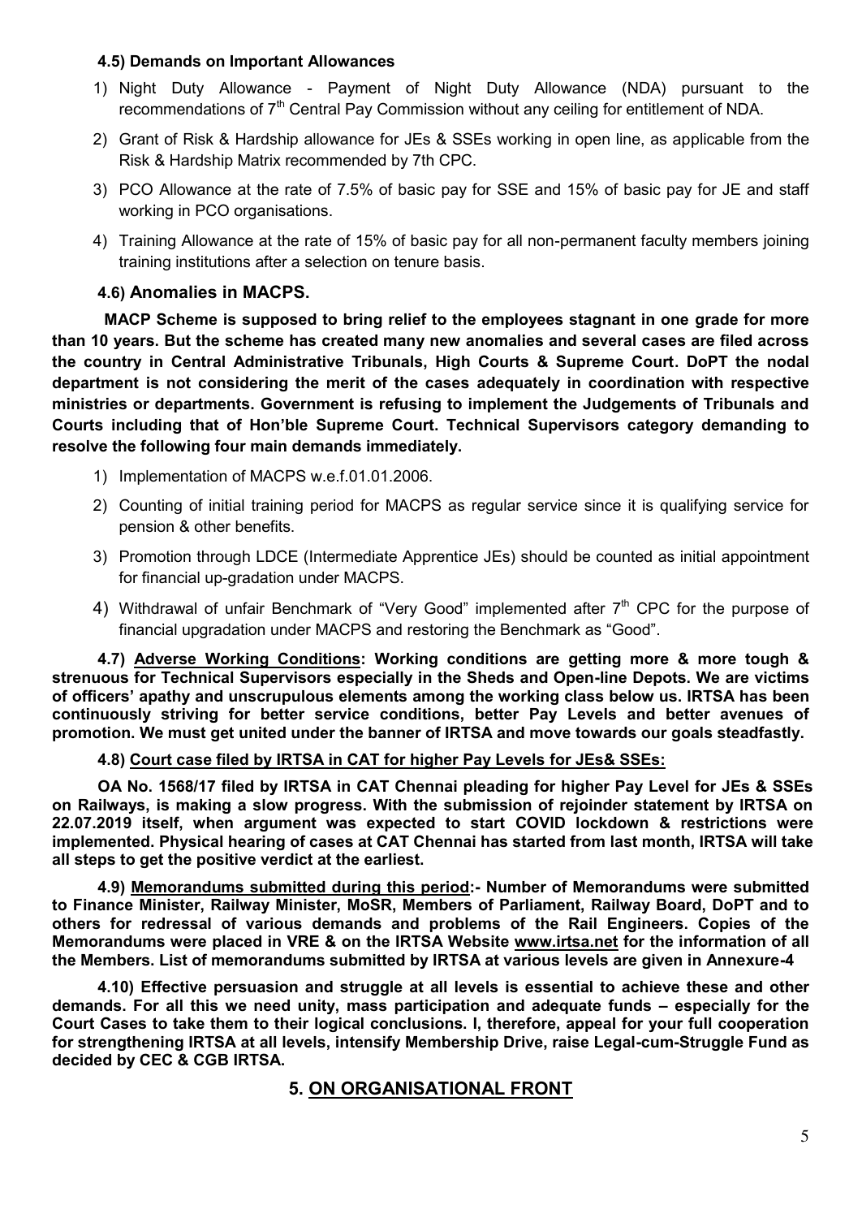#### 4.5) Demands on Important Allowances

1) Night Duty Allowance - Payment of Night Duty Allowance (NDA) pursuant to the recommendations of 7$^{th}$ Central Pay Commission without any ceiling for entitlement of NDA.
2) Grant of Risk & Hardship allowance for JEs & SSEs working in open line, as applicable from the Risk & Hardship Matrix recommended by 7th CPC.
3) PCO Allowance at the rate of 7.5% of basic pay for SSE and 15% of basic pay for JE and staff working in PCO organisations.
4) Training Allowance at the rate of 15% of basic pay for all non-permanent faculty members joining training institutions after a selection on tenure basis.

#### 4.6) Anomalies in MACPS.

**MACP Scheme is supposed to bring relief to the employees stagnant in one grade for more than 10 years. But the scheme has created many new anomalies and several cases are filed across the country in Central Administrative Tribunals, High Courts & Supreme Court. DoPT the nodal department is not considering the merit of the cases adequately in coordination with respective ministries or departments. Government is refusing to implement the Judgements of Tribunals and Courts including that of Hon'ble Supreme Court. Technical Supervisors category demanding to resolve the following four main demands immediately.**

1) Implementation of MACPS w.e.f.01.01.2006.
2) Counting of initial training period for MACPS as regular service since it is qualifying service for pension & other benefits.
3) Promotion through LDCE (Intermediate Apprentice JEs) should be counted as initial appointment for financial up-gradation under MACPS.
4) Withdrawal of unfair Benchmark of "Very Good" implemented after 7$^{th}$ CPC for the purpose of financial upgradation under MACPS and restoring the Benchmark as "Good".

**4.7) <u>Adverse Working Conditions</u>: Working conditions are getting more & more tough & strenuous for Technical Supervisors especially in the Sheds and Open-line Depots. We are victims of officers' apathy and unscrupulous elements among the working class below us. IRTSA has been continuously striving for better service conditions, better Pay Levels and better avenues of promotion. We must get united under the banner of IRTSA and move towards our goals steadfastly.**

**4.8) <u>Court case filed by IRTSA in CAT for higher Pay Levels for JEs& SSEs:</u>**

**OA No. 1568/17 filed by IRTSA in CAT Chennai pleading for higher Pay Level for JEs & SSEs on Railways, is making a slow progress. With the submission of rejoinder statement by IRTSA on 22.07.2019 itself, when argument was expected to start COVID lockdown & restrictions were implemented. Physical hearing of cases at CAT Chennai has started from last month, IRTSA will take all steps to get the positive verdict at the earliest.**

**4.9) <u>Memorandums submitted during this period</u>:- Number of Memorandums were submitted to Finance Minister, Railway Minister, MoSR, Members of Parliament, Railway Board, DoPT and to others for redressal of various demands and problems of the Rail Engineers. Copies of the Memorandums were placed in VRE & on the IRTSA Website <u>www.irtsa.net</u> for the information of all the Members. List of memorandums submitted by IRTSA at various levels are given in Annexure-4**

**4.10) Effective persuasion and struggle at all levels is essential to achieve these and other demands. For all this we need unity, mass participation and adequate funds – especially for the Court Cases to take them to their logical conclusions. I, therefore, appeal for your full cooperation for strengthening IRTSA at all levels, intensify Membership Drive, raise Legal-cum-Struggle Fund as decided by CEC & CGB IRTSA.**

## 5. <u>ON ORGANISATIONAL FRONT</u>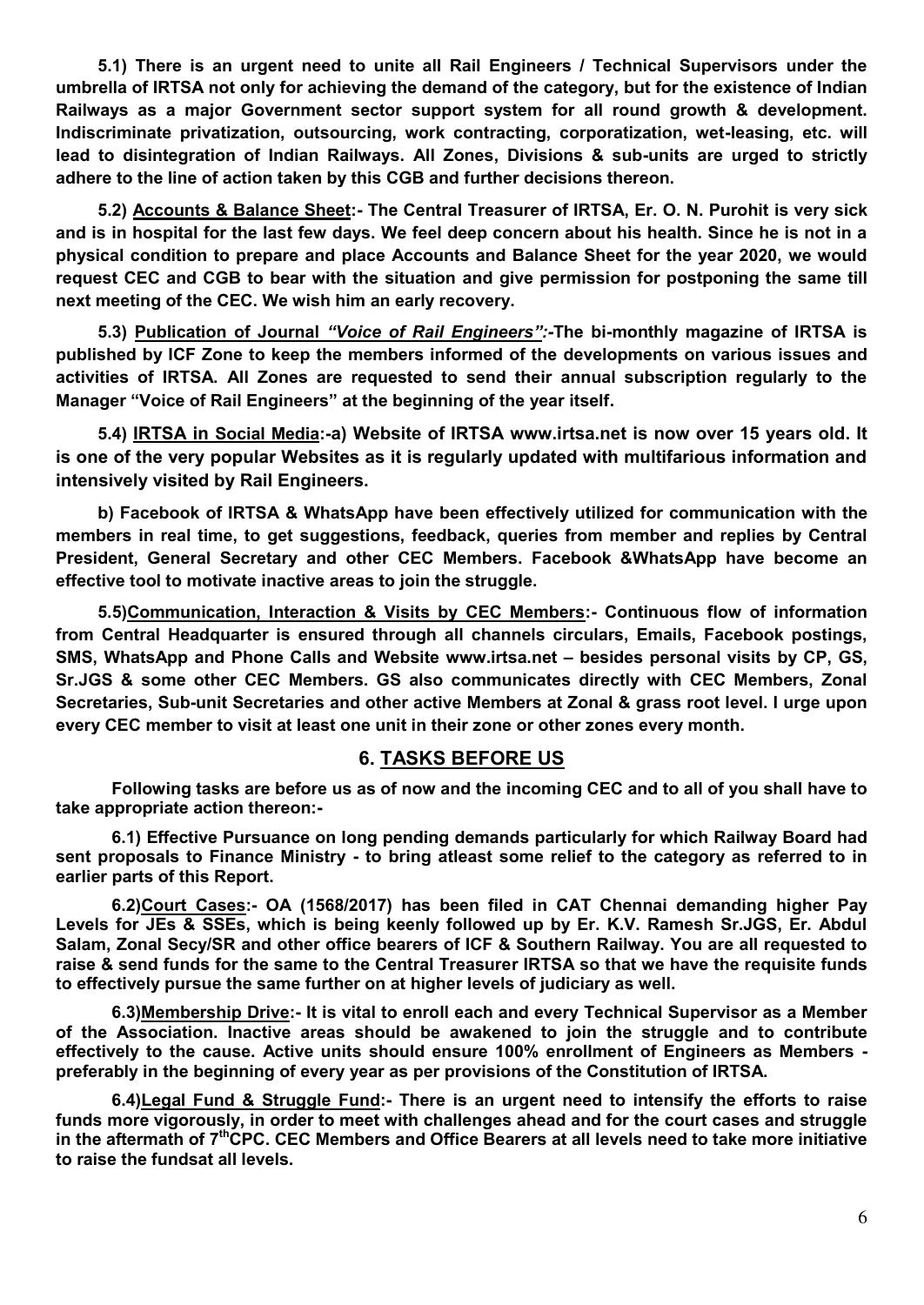**5.1) There is an urgent need to unite all Rail Engineers / Technical Supervisors under the umbrella of IRTSA not only for achieving the demand of the category, but for the existence of Indian Railways as a major Government sector support system for all round growth & development. Indiscriminate privatization, outsourcing, work contracting, corporatization, wet-leasing, etc. will lead to disintegration of Indian Railways. All Zones, Divisions & sub-units are urged to strictly adhere to the line of action taken by this CGB and further decisions thereon.**

**5.2) <u>Accounts & Balance Sheet</u>:- The Central Treasurer of IRTSA, Er. O. N. Purohit is very sick and is in hospital for the last few days. We feel deep concern about his health. Since he is not in a physical condition to prepare and place Accounts and Balance Sheet for the year 2020, we would request CEC and CGB to bear with the situation and give permission for postponing the same till next meeting of the CEC. We wish him an early recovery.**

**5.3) <u>Publication of Journal *"Voice of Rail Engineers":*</u>-The bi-monthly magazine of IRTSA is published by ICF Zone to keep the members informed of the developments on various issues and activities of IRTSA. All Zones are requested to send their annual subscription regularly to the Manager "Voice of Rail Engineers" at the beginning of the year itself.**

**5.4) <u>IRTSA in Social Media</u>:-a) Website of IRTSA www.irtsa.net is now over 15 years old. It is one of the very popular Websites as it is regularly updated with multifarious information and intensively visited by Rail Engineers.**

**b) Facebook of IRTSA & WhatsApp have been effectively utilized for communication with the members in real time, to get suggestions, feedback, queries from member and replies by Central President, General Secretary and other CEC Members. Facebook &WhatsApp have become an effective tool to motivate inactive areas to join the struggle.**

**5.5)<u>Communication, Interaction & Visits by CEC Members</u>:- Continuous flow of information from Central Headquarter is ensured through all channels circulars, Emails, Facebook postings, SMS, WhatsApp and Phone Calls and Website www.irtsa.net – besides personal visits by CP, GS, Sr.JGS & some other CEC Members. GS also communicates directly with CEC Members, Zonal Secretaries, Sub-unit Secretaries and other active Members at Zonal & grass root level. I urge upon every CEC member to visit at least one unit in their zone or other zones every month.**

## 6. <u>TASKS BEFORE US</u>

**Following tasks are before us as of now and the incoming CEC and to all of you shall have to take appropriate action thereon:-**

**6.1) Effective Pursuance on long pending demands particularly for which Railway Board had sent proposals to Finance Ministry - to bring atleast some relief to the category as referred to in earlier parts of this Report.**

**6.2)<u>Court Cases</u>:- OA (1568/2017) has been filed in CAT Chennai demanding higher Pay Levels for JEs & SSEs, which is being keenly followed up by Er. K.V. Ramesh Sr.JGS, Er. Abdul Salam, Zonal Secy/SR and other office bearers of ICF & Southern Railway. You are all requested to raise & send funds for the same to the Central Treasurer IRTSA so that we have the requisite funds to effectively pursue the same further on at higher levels of judiciary as well.**

**6.3)<u>Membership Drive</u>:- It is vital to enroll each and every Technical Supervisor as a Member of the Association. Inactive areas should be awakened to join the struggle and to contribute effectively to the cause. Active units should ensure 100% enrollment of Engineers as Members - preferably in the beginning of every year as per provisions of the Constitution of IRTSA.**

**6.4)<u>Legal Fund & Struggle Fund</u>:- There is an urgent need to intensify the efforts to raise funds more vigorously, in order to meet with challenges ahead and for the court cases and struggle in the aftermath of 7$^{th}$CPC. CEC Members and Office Bearers at all levels need to take more initiative to raise the fundsat all levels.**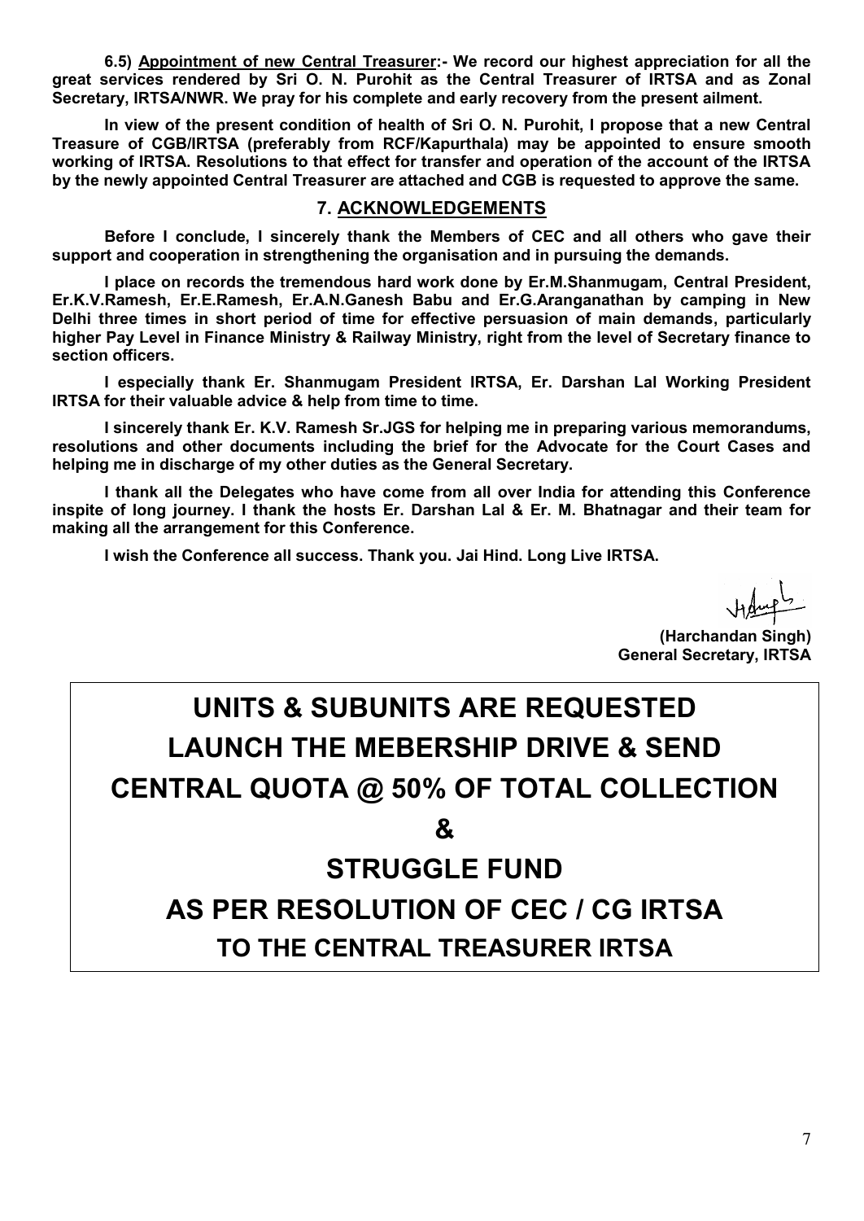**6.5) <u>Appointment of new Central Treasurer</u>:- We record our highest appreciation for all the great services rendered by Sri O. N. Purohit as the Central Treasurer of IRTSA and as Zonal Secretary, IRTSA/NWR. We pray for his complete and early recovery from the present ailment.**

**In view of the present condition of health of Sri O. N. Purohit, I propose that a new Central Treasure of CGB/IRTSA (preferably from RCF/Kapurthala) may be appointed to ensure smooth working of IRTSA. Resolutions to that effect for transfer and operation of the account of the IRTSA by the newly appointed Central Treasurer are attached and CGB is requested to approve the same.**

## 7. ACKNOWLEDGEMENTS

**Before I conclude, I sincerely thank the Members of CEC and all others who gave their support and cooperation in strengthening the organisation and in pursuing the demands.**

**I place on records the tremendous hard work done by Er.M.Shanmugam, Central President, Er.K.V.Ramesh, Er.E.Ramesh, Er.A.N.Ganesh Babu and Er.G.Aranganathan by camping in New Delhi three times in short period of time for effective persuasion of main demands, particularly higher Pay Level in Finance Ministry & Railway Ministry, right from the level of Secretary finance to section officers.**

**I especially thank Er. Shanmugam President IRTSA, Er. Darshan Lal Working President IRTSA for their valuable advice & help from time to time.**

**I sincerely thank Er. K.V. Ramesh Sr.JGS for helping me in preparing various memorandums, resolutions and other documents including the brief for the Advocate for the Court Cases and helping me in discharge of my other duties as the General Secretary.**

**I thank all the Delegates who have come from all over India for attending this Conference inspite of long journey. I thank the hosts Er. Darshan Lal & Er. M. Bhatnagar and their team for making all the arrangement for this Conference.**

**I wish the Conference all success. Thank you. Jai Hind. Long Live IRTSA.**

**(Harchandan Singh)**
**General Secretary, IRTSA**

**UNITS & SUBUNITS ARE REQUESTED**
**LAUNCH THE MEBERSHIP DRIVE & SEND**
**CENTRAL QUOTA @ 50% OF TOTAL COLLECTION**
**&**
**STRUGGLE FUND**
**AS PER RESOLUTION OF CEC / CG IRTSA**
**TO THE CENTRAL TREASURER IRTSA**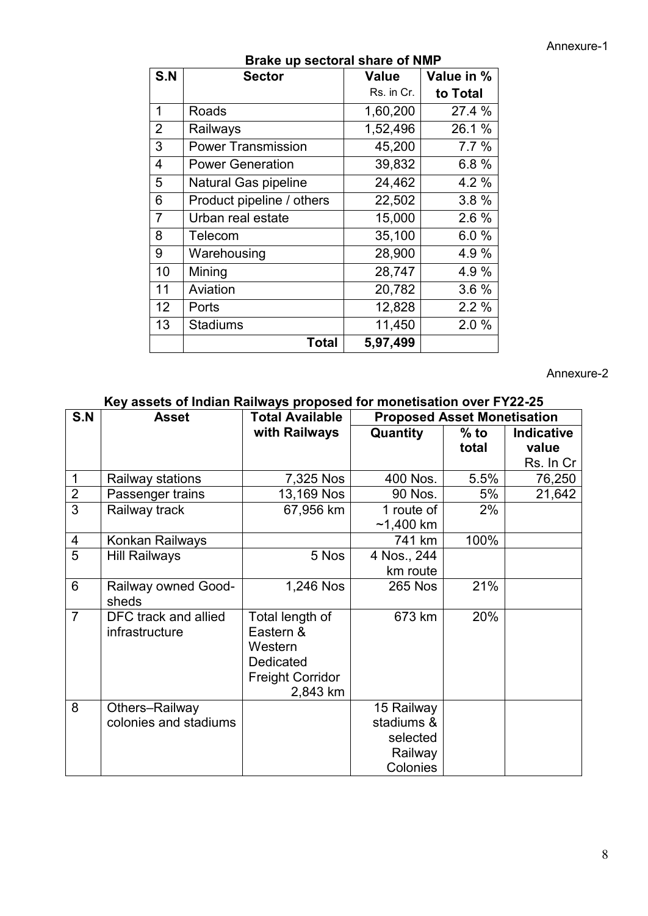Annexure-1

**Brake up sectoral share of NMP**

| S.N | Sector | Value<br>Rs. in Cr. | Value in %<br>to Total |
|---|---|---|---|
| 1 | Roads | 1,60,200 | 27.4 % |
| 2 | Railways | 1,52,496 | 26.1 % |
| 3 | Power Transmission | 45,200 | 7.7 % |
| 4 | Power Generation | 39,832 | 6.8 % |
| 5 | Natural Gas pipeline | 24,462 | 4.2 % |
| 6 | Product pipeline / others | 22,502 | 3.8 % |
| 7 | Urban real estate | 15,000 | 2.6 % |
| 8 | Telecom | 35,100 | 6.0 % |
| 9 | Warehousing | 28,900 | 4.9 % |
| 10 | Mining | 28,747 | 4.9 % |
| 11 | Aviation | 20,782 | 3.6 % |
| 12 | Ports | 12,828 | 2.2 % |
| 13 | Stadiums | 11,450 | 2.0 % |
| | **Total** | **5,97,499** | |

Annexure-2

**Key assets of Indian Railways proposed for monetisation over FY22-25**

| S.N | Asset | Total Available with Railways | Proposed Asset Monetisation | | |
|---|---|---|---|---|---|
| | | | Quantity | % to total | Indicative value Rs. In Cr |
| 1 | Railway stations | 7,325 Nos | 400 Nos. | 5.5% | 76,250 |
| 2 | Passenger trains | 13,169 Nos | 90 Nos. | 5% | 21,642 |
| 3 | Railway track | 67,956 km | 1 route of ~1,400 km | 2% | |
| 4 | Konkan Railways | | 741 km | 100% | |
| 5 | Hill Railways | 5 Nos | 4 Nos., 244 km route | | |
| 6 | Railway owned Good-sheds | 1,246 Nos | 265 Nos | 21% | |
| 7 | DFC track and allied infrastructure | Total length of Eastern & Western Dedicated Freight Corridor 2,843 km | 673 km | 20% | |
| 8 | Others–Railway colonies and stadiums | | 15 Railway stadiums & selected Railway Colonies | | |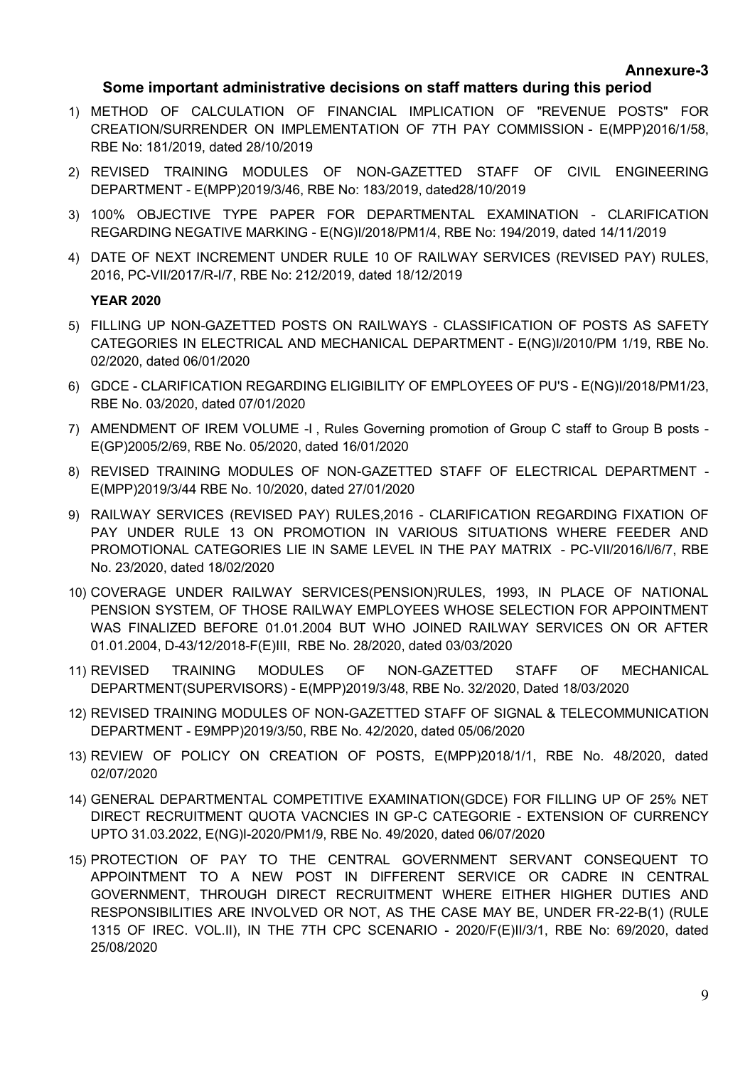**Annexure-3**

## Some important administrative decisions on staff matters during this period

1) METHOD OF CALCULATION OF FINANCIAL IMPLICATION OF "REVENUE POSTS" FOR CREATION/SURRENDER ON IMPLEMENTATION OF 7TH PAY COMMISSION - E(MPP)2016/1/58, RBE No: 181/2019, dated 28/10/2019
2) REVISED TRAINING MODULES OF NON-GAZETTED STAFF OF CIVIL ENGINEERING DEPARTMENT - E(MPP)2019/3/46, RBE No: 183/2019, dated28/10/2019
3) 100% OBJECTIVE TYPE PAPER FOR DEPARTMENTAL EXAMINATION - CLARIFICATION REGARDING NEGATIVE MARKING - E(NG)I/2018/PM1/4, RBE No: 194/2019, dated 14/11/2019
4) DATE OF NEXT INCREMENT UNDER RULE 10 OF RAILWAY SERVICES (REVISED PAY) RULES, 2016, PC-VII/2017/R-I/7, RBE No: 212/2019, dated 18/12/2019

**YEAR 2020**

5) FILLING UP NON-GAZETTED POSTS ON RAILWAYS - CLASSIFICATION OF POSTS AS SAFETY CATEGORIES IN ELECTRICAL AND MECHANICAL DEPARTMENT - E(NG)I/2010/PM 1/19, RBE No. 02/2020, dated 06/01/2020
6) GDCE - CLARIFICATION REGARDING ELIGIBILITY OF EMPLOYEES OF PU'S - E(NG)I/2018/PM1/23, RBE No. 03/2020, dated 07/01/2020
7) AMENDMENT OF IREM VOLUME -I , Rules Governing promotion of Group C staff to Group B posts - E(GP)2005/2/69, RBE No. 05/2020, dated 16/01/2020
8) REVISED TRAINING MODULES OF NON-GAZETTED STAFF OF ELECTRICAL DEPARTMENT - E(MPP)2019/3/44 RBE No. 10/2020, dated 27/01/2020
9) RAILWAY SERVICES (REVISED PAY) RULES,2016 - CLARIFICATION REGARDING FIXATION OF PAY UNDER RULE 13 ON PROMOTION IN VARIOUS SITUATIONS WHERE FEEDER AND PROMOTIONAL CATEGORIES LIE IN SAME LEVEL IN THE PAY MATRIX - PC-VII/2016/I/6/7, RBE No. 23/2020, dated 18/02/2020
10) COVERAGE UNDER RAILWAY SERVICES(PENSION)RULES, 1993, IN PLACE OF NATIONAL PENSION SYSTEM, OF THOSE RAILWAY EMPLOYEES WHOSE SELECTION FOR APPOINTMENT WAS FINALIZED BEFORE 01.01.2004 BUT WHO JOINED RAILWAY SERVICES ON OR AFTER 01.01.2004, D-43/12/2018-F(E)III, RBE No. 28/2020, dated 03/03/2020
11) REVISED TRAINING MODULES OF NON-GAZETTED STAFF OF MECHANICAL DEPARTMENT(SUPERVISORS) - E(MPP)2019/3/48, RBE No. 32/2020, Dated 18/03/2020
12) REVISED TRAINING MODULES OF NON-GAZETTED STAFF OF SIGNAL & TELECOMMUNICATION DEPARTMENT - E9MPP)2019/3/50, RBE No. 42/2020, dated 05/06/2020
13) REVIEW OF POLICY ON CREATION OF POSTS, E(MPP)2018/1/1, RBE No. 48/2020, dated 02/07/2020
14) GENERAL DEPARTMENTAL COMPETITIVE EXAMINATION(GDCE) FOR FILLING UP OF 25% NET DIRECT RECRUITMENT QUOTA VACNCIES IN GP-C CATEGORIE - EXTENSION OF CURRENCY UPTO 31.03.2022, E(NG)I-2020/PM1/9, RBE No. 49/2020, dated 06/07/2020
15) PROTECTION OF PAY TO THE CENTRAL GOVERNMENT SERVANT CONSEQUENT TO APPOINTMENT TO A NEW POST IN DIFFERENT SERVICE OR CADRE IN CENTRAL GOVERNMENT, THROUGH DIRECT RECRUITMENT WHERE EITHER HIGHER DUTIES AND RESPONSIBILITIES ARE INVOLVED OR NOT, AS THE CASE MAY BE, UNDER FR-22-B(1) (RULE 1315 OF IREC. VOL.II), IN THE 7TH CPC SCENARIO - 2020/F(E)II/3/1, RBE No: 69/2020, dated 25/08/2020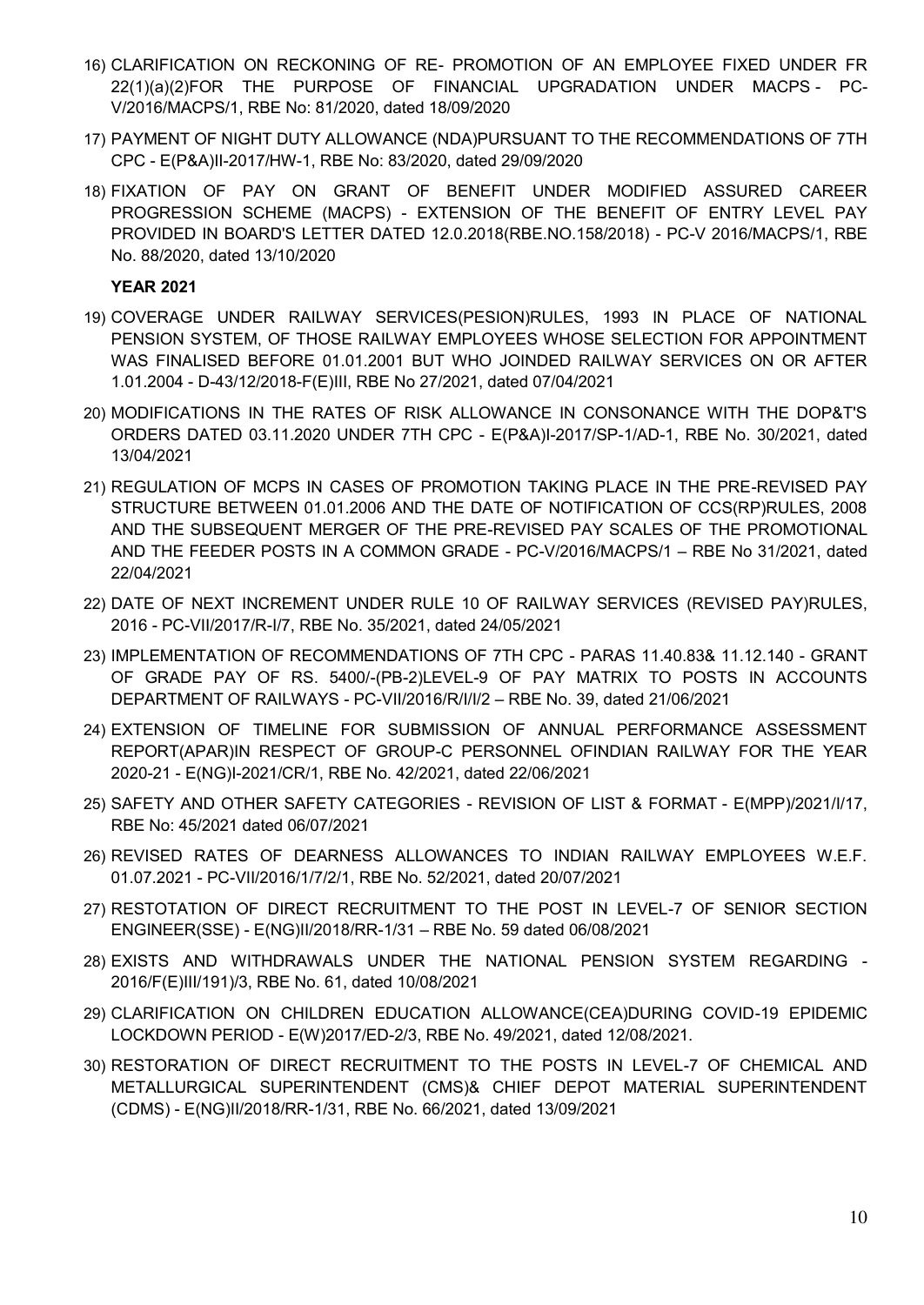16) CLARIFICATION ON RECKONING OF RE- PROMOTION OF AN EMPLOYEE FIXED UNDER FR 22(1)(a)(2)FOR THE PURPOSE OF FINANCIAL UPGRADATION UNDER MACPS - PC-V/2016/MACPS/1, RBE No: 81/2020, dated 18/09/2020

17) PAYMENT OF NIGHT DUTY ALLOWANCE (NDA)PURSUANT TO THE RECOMMENDATIONS OF 7TH CPC - E(P&A)II-2017/HW-1, RBE No: 83/2020, dated 29/09/2020

18) FIXATION OF PAY ON GRANT OF BENEFIT UNDER MODIFIED ASSURED CAREER PROGRESSION SCHEME (MACPS) - EXTENSION OF THE BENEFIT OF ENTRY LEVEL PAY PROVIDED IN BOARD'S LETTER DATED 12.0.2018(RBE.NO.158/2018) - PC-V 2016/MACPS/1, RBE No. 88/2020, dated 13/10/2020

**YEAR 2021**

19) COVERAGE UNDER RAILWAY SERVICES(PESION)RULES, 1993 IN PLACE OF NATIONAL PENSION SYSTEM, OF THOSE RAILWAY EMPLOYEES WHOSE SELECTION FOR APPOINTMENT WAS FINALISED BEFORE 01.01.2001 BUT WHO JOINDED RAILWAY SERVICES ON OR AFTER 1.01.2004 - D-43/12/2018-F(E)III, RBE No 27/2021, dated 07/04/2021

20) MODIFICATIONS IN THE RATES OF RISK ALLOWANCE IN CONSONANCE WITH THE DOP&T'S ORDERS DATED 03.11.2020 UNDER 7TH CPC - E(P&A)I-2017/SP-1/AD-1, RBE No. 30/2021, dated 13/04/2021

21) REGULATION OF MCPS IN CASES OF PROMOTION TAKING PLACE IN THE PRE-REVISED PAY STRUCTURE BETWEEN 01.01.2006 AND THE DATE OF NOTIFICATION OF CCS(RP)RULES, 2008 AND THE SUBSEQUENT MERGER OF THE PRE-REVISED PAY SCALES OF THE PROMOTIONAL AND THE FEEDER POSTS IN A COMMON GRADE - PC-V/2016/MACPS/1 – RBE No 31/2021, dated 22/04/2021

22) DATE OF NEXT INCREMENT UNDER RULE 10 OF RAILWAY SERVICES (REVISED PAY)RULES, 2016 - PC-VII/2017/R-I/7, RBE No. 35/2021, dated 24/05/2021

23) IMPLEMENTATION OF RECOMMENDATIONS OF 7TH CPC - PARAS 11.40.83& 11.12.140 - GRANT OF GRADE PAY OF RS. 5400/-(PB-2)LEVEL-9 OF PAY MATRIX TO POSTS IN ACCOUNTS DEPARTMENT OF RAILWAYS - PC-VII/2016/R/I/I/2 – RBE No. 39, dated 21/06/2021

24) EXTENSION OF TIMELINE FOR SUBMISSION OF ANNUAL PERFORMANCE ASSESSMENT REPORT(APAR)IN RESPECT OF GROUP-C PERSONNEL OFINDIAN RAILWAY FOR THE YEAR 2020-21 - E(NG)I-2021/CR/1, RBE No. 42/2021, dated 22/06/2021

25) SAFETY AND OTHER SAFETY CATEGORIES - REVISION OF LIST & FORMAT - E(MPP)/2021/I/17, RBE No: 45/2021 dated 06/07/2021

26) REVISED RATES OF DEARNESS ALLOWANCES TO INDIAN RAILWAY EMPLOYEES W.E.F. 01.07.2021 - PC-VII/2016/1/7/2/1, RBE No. 52/2021, dated 20/07/2021

27) RESTOTATION OF DIRECT RECRUITMENT TO THE POST IN LEVEL-7 OF SENIOR SECTION ENGINEER(SSE) - E(NG)II/2018/RR-1/31 – RBE No. 59 dated 06/08/2021

28) EXISTS AND WITHDRAWALS UNDER THE NATIONAL PENSION SYSTEM REGARDING - 2016/F(E)III/191)/3, RBE No. 61, dated 10/08/2021

29) CLARIFICATION ON CHILDREN EDUCATION ALLOWANCE(CEA)DURING COVID-19 EPIDEMIC LOCKDOWN PERIOD - E(W)2017/ED-2/3, RBE No. 49/2021, dated 12/08/2021.

30) RESTORATION OF DIRECT RECRUITMENT TO THE POSTS IN LEVEL-7 OF CHEMICAL AND METALLURGICAL SUPERINTENDENT (CMS)& CHIEF DEPOT MATERIAL SUPERINTENDENT (CDMS) - E(NG)II/2018/RR-1/31, RBE No. 66/2021, dated 13/09/2021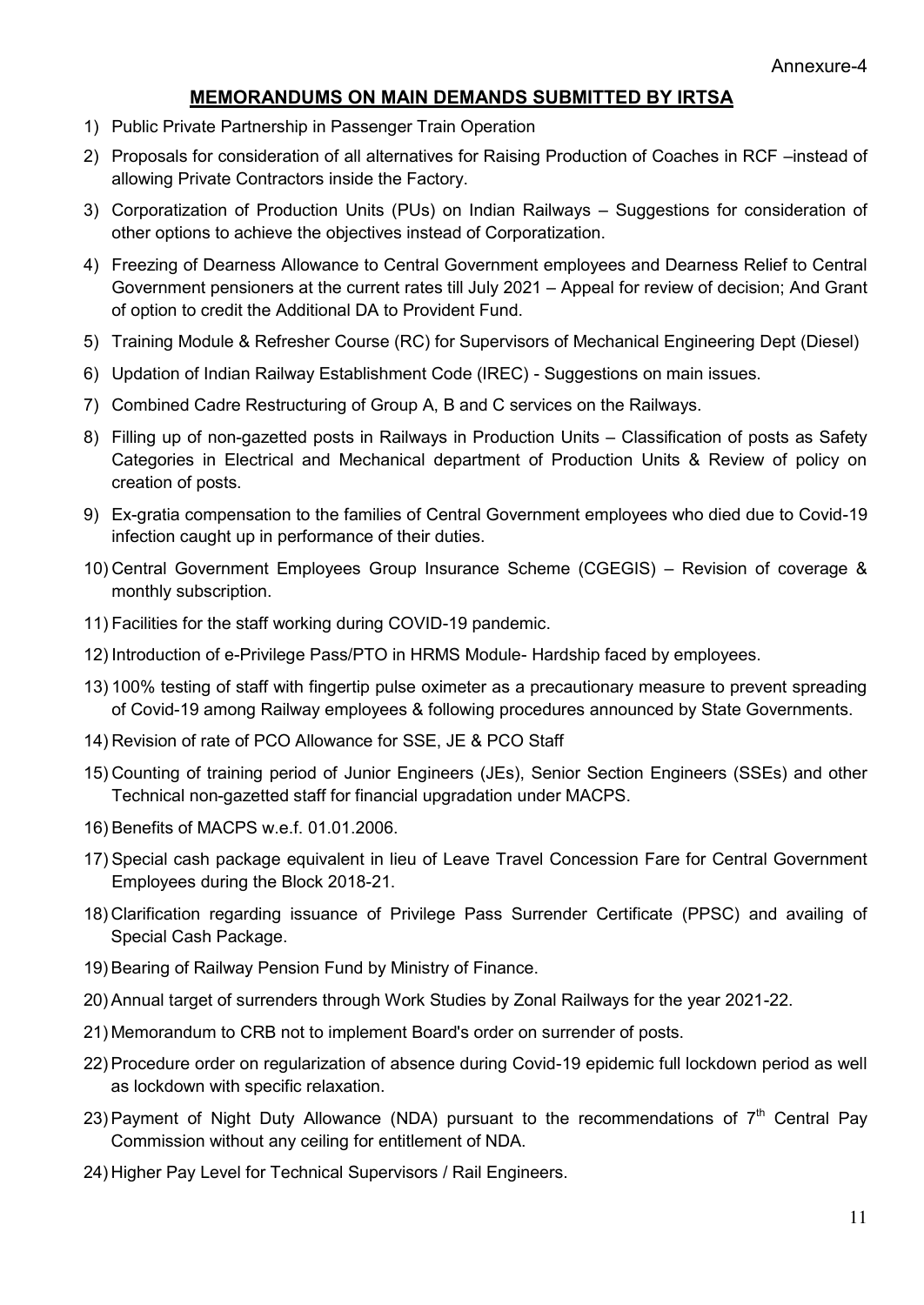Annexure-4

## MEMORANDUMS ON MAIN DEMANDS SUBMITTED BY IRTSA

1) Public Private Partnership in Passenger Train Operation
2) Proposals for consideration of all alternatives for Raising Production of Coaches in RCF –instead of allowing Private Contractors inside the Factory.
3) Corporatization of Production Units (PUs) on Indian Railways – Suggestions for consideration of other options to achieve the objectives instead of Corporatization.
4) Freezing of Dearness Allowance to Central Government employees and Dearness Relief to Central Government pensioners at the current rates till July 2021 – Appeal for review of decision; And Grant of option to credit the Additional DA to Provident Fund.
5) Training Module & Refresher Course (RC) for Supervisors of Mechanical Engineering Dept (Diesel)
6) Updation of Indian Railway Establishment Code (IREC) - Suggestions on main issues.
7) Combined Cadre Restructuring of Group A, B and C services on the Railways.
8) Filling up of non-gazetted posts in Railways in Production Units – Classification of posts as Safety Categories in Electrical and Mechanical department of Production Units & Review of policy on creation of posts.
9) Ex-gratia compensation to the families of Central Government employees who died due to Covid-19 infection caught up in performance of their duties.
10) Central Government Employees Group Insurance Scheme (CGEGIS) – Revision of coverage & monthly subscription.
11) Facilities for the staff working during COVID-19 pandemic.
12) Introduction of e-Privilege Pass/PTO in HRMS Module- Hardship faced by employees.
13) 100% testing of staff with fingertip pulse oximeter as a precautionary measure to prevent spreading of Covid-19 among Railway employees & following procedures announced by State Governments.
14) Revision of rate of PCO Allowance for SSE, JE & PCO Staff
15) Counting of training period of Junior Engineers (JEs), Senior Section Engineers (SSEs) and other Technical non-gazetted staff for financial upgradation under MACPS.
16) Benefits of MACPS w.e.f. 01.01.2006.
17) Special cash package equivalent in lieu of Leave Travel Concession Fare for Central Government Employees during the Block 2018-21.
18) Clarification regarding issuance of Privilege Pass Surrender Certificate (PPSC) and availing of Special Cash Package.
19) Bearing of Railway Pension Fund by Ministry of Finance.
20) Annual target of surrenders through Work Studies by Zonal Railways for the year 2021-22.
21) Memorandum to CRB not to implement Board's order on surrender of posts.
22) Procedure order on regularization of absence during Covid-19 epidemic full lockdown period as well as lockdown with specific relaxation.
23) Payment of Night Duty Allowance (NDA) pursuant to the recommendations of 7th Central Pay Commission without any ceiling for entitlement of NDA.
24) Higher Pay Level for Technical Supervisors / Rail Engineers.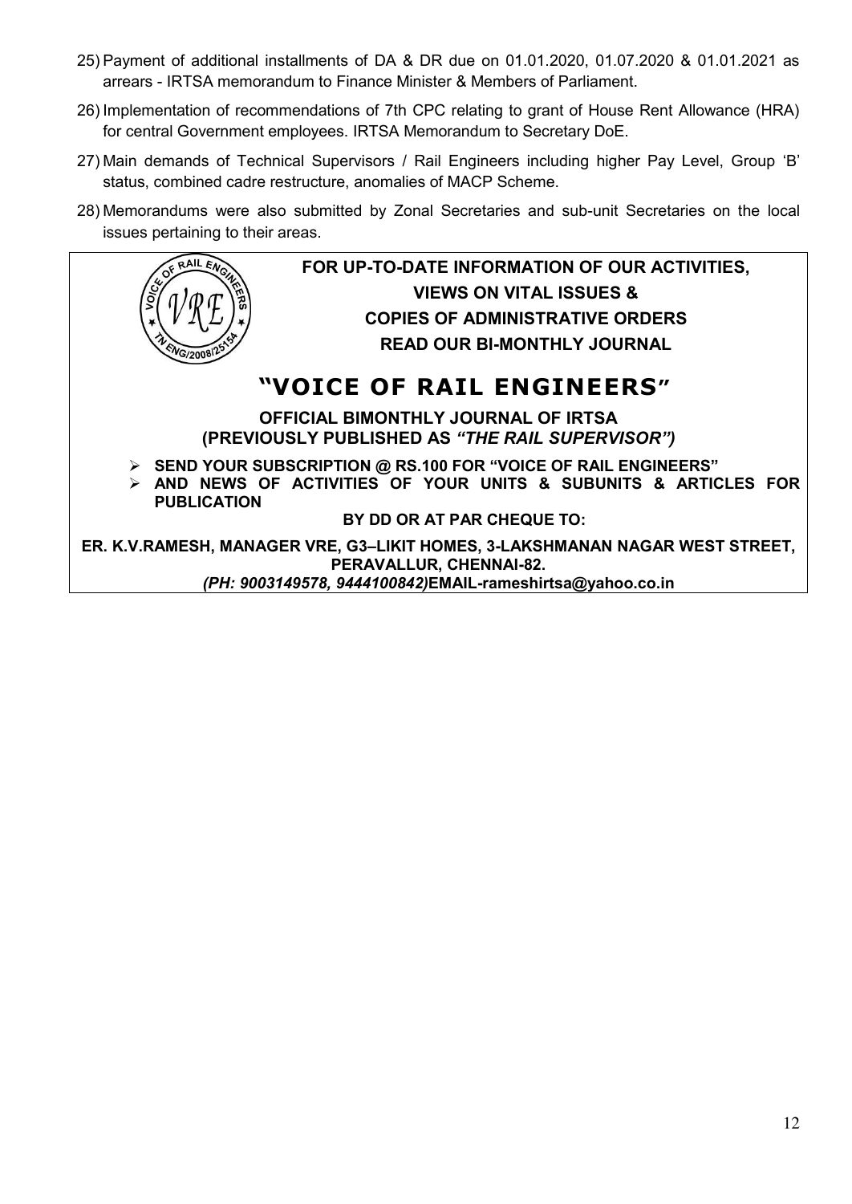25) Payment of additional installments of DA & DR due on 01.01.2020, 01.07.2020 & 01.01.2021 as arrears - IRTSA memorandum to Finance Minister & Members of Parliament.

26) Implementation of recommendations of 7th CPC relating to grant of House Rent Allowance (HRA) for central Government employees. IRTSA Memorandum to Secretary DoE.

27) Main demands of Technical Supervisors / Rail Engineers including higher Pay Level, Group 'B' status, combined cadre restructure, anomalies of MACP Scheme.

28) Memorandums were also submitted by Zonal Secretaries and sub-unit Secretaries on the local issues pertaining to their areas.

**FOR UP-TO-DATE INFORMATION OF OUR ACTIVITIES,**
**VIEWS ON VITAL ISSUES &**
**COPIES OF ADMINISTRATIVE ORDERS**
**READ OUR BI-MONTHLY JOURNAL**

# "VOICE OF RAIL ENGINEERS"

**OFFICIAL BIMONTHLY JOURNAL OF IRTSA**
**(PREVIOUSLY PUBLISHED AS *"THE RAIL SUPERVISOR")***

- **SEND YOUR SUBSCRIPTION @ RS.100 FOR "VOICE OF RAIL ENGINEERS"**
- **AND NEWS OF ACTIVITIES OF YOUR UNITS & SUBUNITS & ARTICLES FOR PUBLICATION**

**BY DD OR AT PAR CHEQUE TO:**

**ER. K.V.RAMESH, MANAGER VRE, G3–LIKIT HOMES, 3-LAKSHMANAN NAGAR WEST STREET, PERAVALLUR, CHENNAI-82.**
***(PH: 9003149578, 9444100842)*EMAIL-rameshirtsa@yahoo.co.in**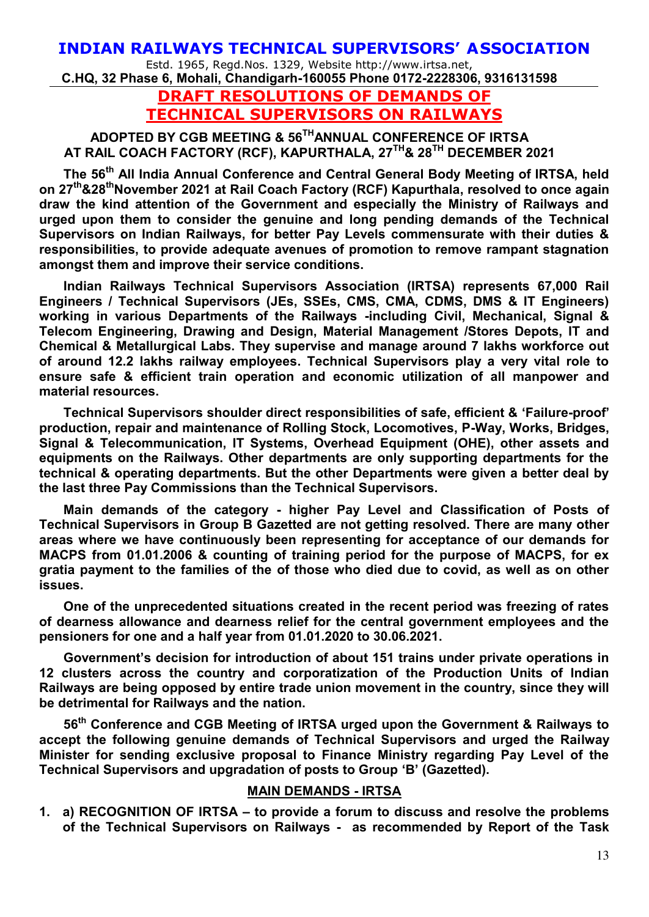# INDIAN RAILWAYS TECHNICAL SUPERVISORS' ASSOCIATION

Estd. 1965, Regd.Nos. 1329, Website http://www.irtsa.net,

**C.HQ, 32 Phase 6, Mohali, Chandigarh-160055 Phone 0172-2228306, 9316131598**

## DRAFT RESOLUTIONS OF DEMANDS OF TECHNICAL SUPERVISORS ON RAILWAYS

### ADOPTED BY CGB MEETING & 56TH ANNUAL CONFERENCE OF IRTSA AT RAIL COACH FACTORY (RCF), KAPURTHALA, 27TH & 28TH DECEMBER 2021

**The 56th All India Annual Conference and Central General Body Meeting of IRTSA, held on 27th&28th November 2021 at Rail Coach Factory (RCF) Kapurthala, resolved to once again draw the kind attention of the Government and especially the Ministry of Railways and urged upon them to consider the genuine and long pending demands of the Technical Supervisors on Indian Railways, for better Pay Levels commensurate with their duties & responsibilities, to provide adequate avenues of promotion to remove rampant stagnation amongst them and improve their service conditions.**

**Indian Railways Technical Supervisors Association (IRTSA) represents 67,000 Rail Engineers / Technical Supervisors (JEs, SSEs, CMS, CMA, CDMS, DMS & IT Engineers) working in various Departments of the Railways -including Civil, Mechanical, Signal & Telecom Engineering, Drawing and Design, Material Management /Stores Depots, IT and Chemical & Metallurgical Labs. They supervise and manage around 7 lakhs workforce out of around 12.2 lakhs railway employees. Technical Supervisors play a very vital role to ensure safe & efficient train operation and economic utilization of all manpower and material resources.**

**Technical Supervisors shoulder direct responsibilities of safe, efficient & 'Failure-proof' production, repair and maintenance of Rolling Stock, Locomotives, P-Way, Works, Bridges, Signal & Telecommunication, IT Systems, Overhead Equipment (OHE), other assets and equipments on the Railways. Other departments are only supporting departments for the technical & operating departments. But the other Departments were given a better deal by the last three Pay Commissions than the Technical Supervisors.**

**Main demands of the category - higher Pay Level and Classification of Posts of Technical Supervisors in Group B Gazetted are not getting resolved. There are many other areas where we have continuously been representing for acceptance of our demands for MACPS from 01.01.2006 & counting of training period for the purpose of MACPS, for ex gratia payment to the families of the of those who died due to covid, as well as on other issues.**

**One of the unprecedented situations created in the recent period was freezing of rates of dearness allowance and dearness relief for the central government employees and the pensioners for one and a half year from 01.01.2020 to 30.06.2021.**

**Government's decision for introduction of about 151 trains under private operations in 12 clusters across the country and corporatization of the Production Units of Indian Railways are being opposed by entire trade union movement in the country, since they will be detrimental for Railways and the nation.**

**56th Conference and CGB Meeting of IRTSA urged upon the Government & Railways to accept the following genuine demands of Technical Supervisors and urged the Railway Minister for sending exclusive proposal to Finance Ministry regarding Pay Level of the Technical Supervisors and upgradation of posts to Group 'B' (Gazetted).**

### MAIN DEMANDS - IRTSA

**1. a) RECOGNITION OF IRTSA – to provide a forum to discuss and resolve the problems of the Technical Supervisors on Railways - as recommended by Report of the Task**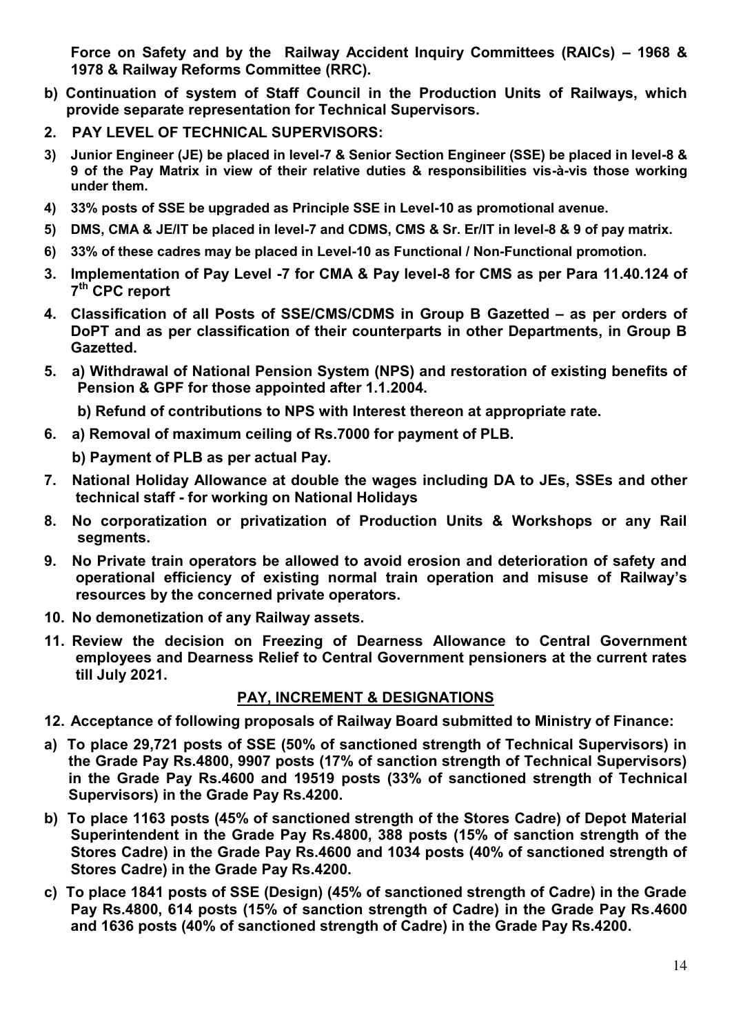**Force on Safety and by the Railway Accident Inquiry Committees (RAICs) – 1968 & 1978 & Railway Reforms Committee (RRC).**

**b) Continuation of system of Staff Council in the Production Units of Railways, which provide separate representation for Technical Supervisors.**

**2. PAY LEVEL OF TECHNICAL SUPERVISORS:**

**3) Junior Engineer (JE) be placed in level-7 & Senior Section Engineer (SSE) be placed in level-8 & 9 of the Pay Matrix in view of their relative duties & responsibilities vis-à-vis those working under them.**

**4) 33% posts of SSE be upgraded as Principle SSE in Level-10 as promotional avenue.**

**5) DMS, CMA & JE/IT be placed in level-7 and CDMS, CMS & Sr. Er/IT in level-8 & 9 of pay matrix.**

**6) 33% of these cadres may be placed in Level-10 as Functional / Non-Functional promotion.**

**3. Implementation of Pay Level -7 for CMA & Pay level-8 for CMS as per Para 11.40.124 of 7th CPC report**

**4. Classification of all Posts of SSE/CMS/CDMS in Group B Gazetted – as per orders of DoPT and as per classification of their counterparts in other Departments, in Group B Gazetted.**

**5. a) Withdrawal of National Pension System (NPS) and restoration of existing benefits of Pension & GPF for those appointed after 1.1.2004.**

**b) Refund of contributions to NPS with Interest thereon at appropriate rate.**

**6. a) Removal of maximum ceiling of Rs.7000 for payment of PLB.**

**b) Payment of PLB as per actual Pay.**

**7. National Holiday Allowance at double the wages including DA to JEs, SSEs and other technical staff - for working on National Holidays**

**8. No corporatization or privatization of Production Units & Workshops or any Rail segments.**

**9. No Private train operators be allowed to avoid erosion and deterioration of safety and operational efficiency of existing normal train operation and misuse of Railway's resources by the concerned private operators.**

**10. No demonetization of any Railway assets.**

**11. Review the decision on Freezing of Dearness Allowance to Central Government employees and Dearness Relief to Central Government pensioners at the current rates till July 2021.**

## PAY, INCREMENT & DESIGNATIONS

**12. Acceptance of following proposals of Railway Board submitted to Ministry of Finance:**

**a) To place 29,721 posts of SSE (50% of sanctioned strength of Technical Supervisors) in the Grade Pay Rs.4800, 9907 posts (17% of sanction strength of Technical Supervisors) in the Grade Pay Rs.4600 and 19519 posts (33% of sanctioned strength of Technical Supervisors) in the Grade Pay Rs.4200.**

**b) To place 1163 posts (45% of sanctioned strength of the Stores Cadre) of Depot Material Superintendent in the Grade Pay Rs.4800, 388 posts (15% of sanction strength of the Stores Cadre) in the Grade Pay Rs.4600 and 1034 posts (40% of sanctioned strength of Stores Cadre) in the Grade Pay Rs.4200.**

**c) To place 1841 posts of SSE (Design) (45% of sanctioned strength of Cadre) in the Grade Pay Rs.4800, 614 posts (15% of sanction strength of Cadre) in the Grade Pay Rs.4600 and 1636 posts (40% of sanctioned strength of Cadre) in the Grade Pay Rs.4200.**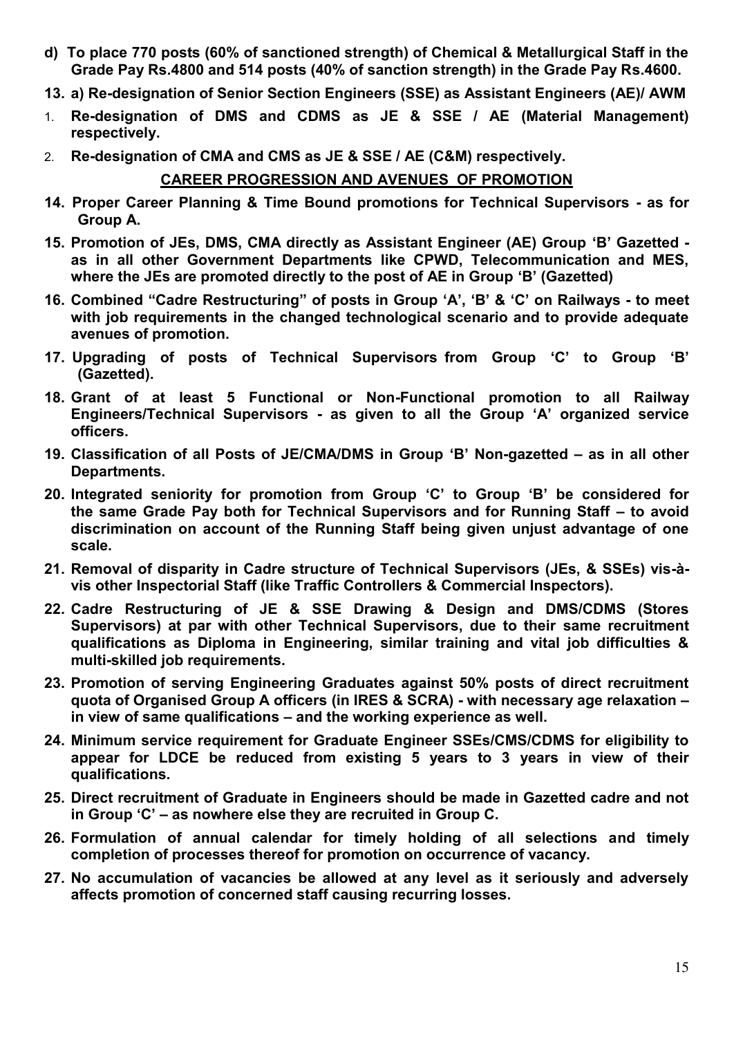**d) To place 770 posts (60% of sanctioned strength) of Chemical & Metallurgical Staff in the Grade Pay Rs.4800 and 514 posts (40% of sanction strength) in the Grade Pay Rs.4600.**

**13. a) Re-designation of Senior Section Engineers (SSE) as Assistant Engineers (AE)/ AWM**

1. **Re-designation of DMS and CDMS as JE & SSE / AE (Material Management) respectively.**
2. **Re-designation of CMA and CMS as JE & SSE / AE (C&M) respectively.**

## CAREER PROGRESSION AND AVENUES OF PROMOTION

**14. Proper Career Planning & Time Bound promotions for Technical Supervisors - as for Group A.**

**15. Promotion of JEs, DMS, CMA directly as Assistant Engineer (AE) Group 'B' Gazetted - as in all other Government Departments like CPWD, Telecommunication and MES, where the JEs are promoted directly to the post of AE in Group 'B' (Gazetted)**

**16. Combined "Cadre Restructuring" of posts in Group 'A', 'B' & 'C' on Railways - to meet with job requirements in the changed technological scenario and to provide adequate avenues of promotion.**

**17. Upgrading of posts of Technical Supervisors from Group 'C' to Group 'B' (Gazetted).**

**18. Grant of at least 5 Functional or Non-Functional promotion to all Railway Engineers/Technical Supervisors - as given to all the Group 'A' organized service officers.**

**19. Classification of all Posts of JE/CMA/DMS in Group 'B' Non-gazetted – as in all other Departments.**

**20. Integrated seniority for promotion from Group 'C' to Group 'B' be considered for the same Grade Pay both for Technical Supervisors and for Running Staff – to avoid discrimination on account of the Running Staff being given unjust advantage of one scale.**

**21. Removal of disparity in Cadre structure of Technical Supervisors (JEs, & SSEs) vis-à-vis other Inspectorial Staff (like Traffic Controllers & Commercial Inspectors).**

**22. Cadre Restructuring of JE & SSE Drawing & Design and DMS/CDMS (Stores Supervisors) at par with other Technical Supervisors, due to their same recruitment qualifications as Diploma in Engineering, similar training and vital job difficulties & multi-skilled job requirements.**

**23. Promotion of serving Engineering Graduates against 50% posts of direct recruitment quota of Organised Group A officers (in IRES & SCRA) - with necessary age relaxation – in view of same qualifications – and the working experience as well.**

**24. Minimum service requirement for Graduate Engineer SSEs/CMS/CDMS for eligibility to appear for LDCE be reduced from existing 5 years to 3 years in view of their qualifications.**

**25. Direct recruitment of Graduate in Engineers should be made in Gazetted cadre and not in Group 'C' – as nowhere else they are recruited in Group C.**

**26. Formulation of annual calendar for timely holding of all selections and timely completion of processes thereof for promotion on occurrence of vacancy.**

**27. No accumulation of vacancies be allowed at any level as it seriously and adversely affects promotion of concerned staff causing recurring losses.**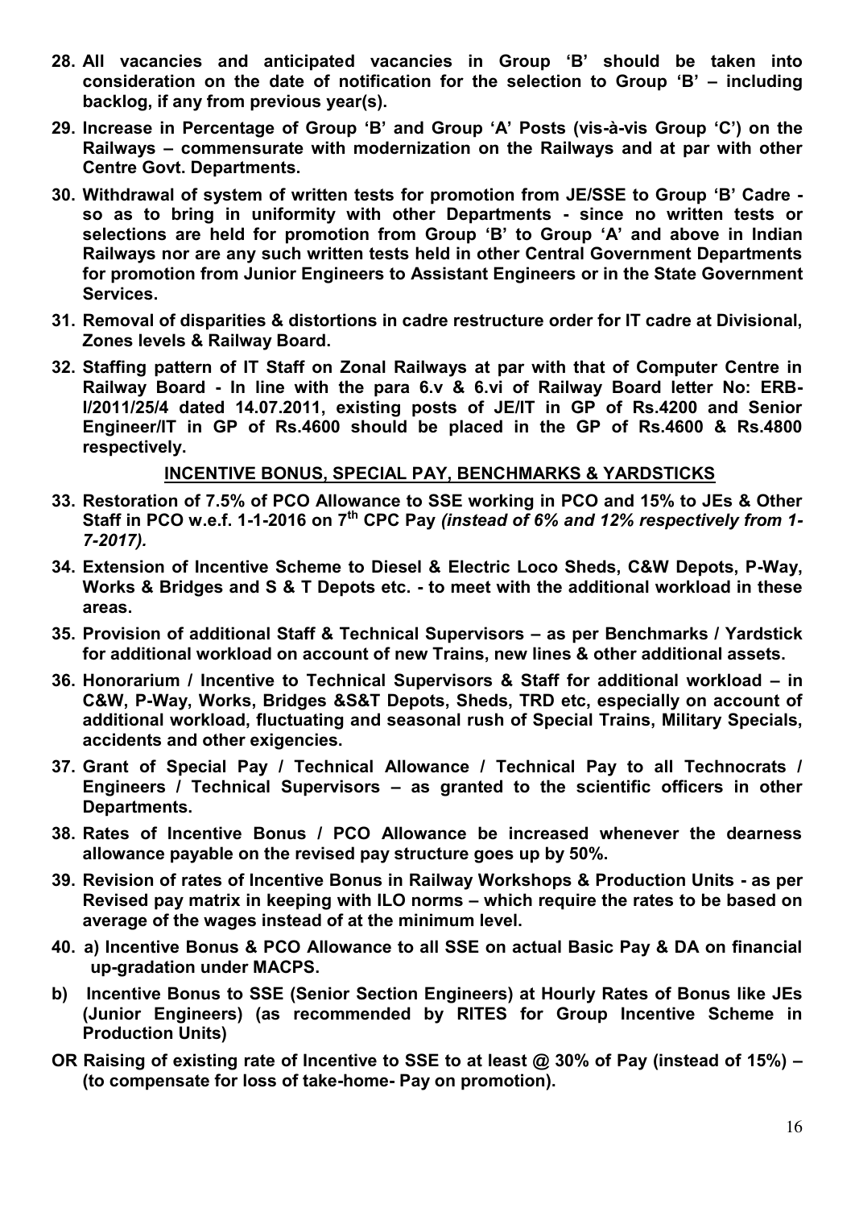**28. All vacancies and anticipated vacancies in Group 'B' should be taken into consideration on the date of notification for the selection to Group 'B' – including backlog, if any from previous year(s).**

**29. Increase in Percentage of Group 'B' and Group 'A' Posts (vis-à-vis Group 'C') on the Railways – commensurate with modernization on the Railways and at par with other Centre Govt. Departments.**

**30. Withdrawal of system of written tests for promotion from JE/SSE to Group 'B' Cadre - so as to bring in uniformity with other Departments - since no written tests or selections are held for promotion from Group 'B' to Group 'A' and above in Indian Railways nor are any such written tests held in other Central Government Departments for promotion from Junior Engineers to Assistant Engineers or in the State Government Services.**

**31. Removal of disparities & distortions in cadre restructure order for IT cadre at Divisional, Zones levels & Railway Board.**

**32. Staffing pattern of IT Staff on Zonal Railways at par with that of Computer Centre in Railway Board - In line with the para 6.v & 6.vi of Railway Board letter No: ERB-I/2011/25/4 dated 14.07.2011, existing posts of JE/IT in GP of Rs.4200 and Senior Engineer/IT in GP of Rs.4600 should be placed in the GP of Rs.4600 & Rs.4800 respectively.**

## INCENTIVE BONUS, SPECIAL PAY, BENCHMARKS & YARDSTICKS

**33. Restoration of 7.5% of PCO Allowance to SSE working in PCO and 15% to JEs & Other Staff in PCO w.e.f. 1-1-2016 on 7th CPC Pay** ***(instead of 6% and 12% respectively from 1-7-2017).***

**34. Extension of Incentive Scheme to Diesel & Electric Loco Sheds, C&W Depots, P-Way, Works & Bridges and S & T Depots etc. - to meet with the additional workload in these areas.**

**35. Provision of additional Staff & Technical Supervisors – as per Benchmarks / Yardstick for additional workload on account of new Trains, new lines & other additional assets.**

**36. Honorarium / Incentive to Technical Supervisors & Staff for additional workload – in C&W, P-Way, Works, Bridges &S&T Depots, Sheds, TRD etc, especially on account of additional workload, fluctuating and seasonal rush of Special Trains, Military Specials, accidents and other exigencies.**

**37. Grant of Special Pay / Technical Allowance / Technical Pay to all Technocrats / Engineers / Technical Supervisors – as granted to the scientific officers in other Departments.**

**38. Rates of Incentive Bonus / PCO Allowance be increased whenever the dearness allowance payable on the revised pay structure goes up by 50%.**

**39. Revision of rates of Incentive Bonus in Railway Workshops & Production Units - as per Revised pay matrix in keeping with ILO norms – which require the rates to be based on average of the wages instead of at the minimum level.**

**40. a) Incentive Bonus & PCO Allowance to all SSE on actual Basic Pay & DA on financial up-gradation under MACPS.**

**b) Incentive Bonus to SSE (Senior Section Engineers) at Hourly Rates of Bonus like JEs (Junior Engineers) (as recommended by RITES for Group Incentive Scheme in Production Units)**

**OR Raising of existing rate of Incentive to SSE to at least @ 30% of Pay (instead of 15%) – (to compensate for loss of take-home- Pay on promotion).**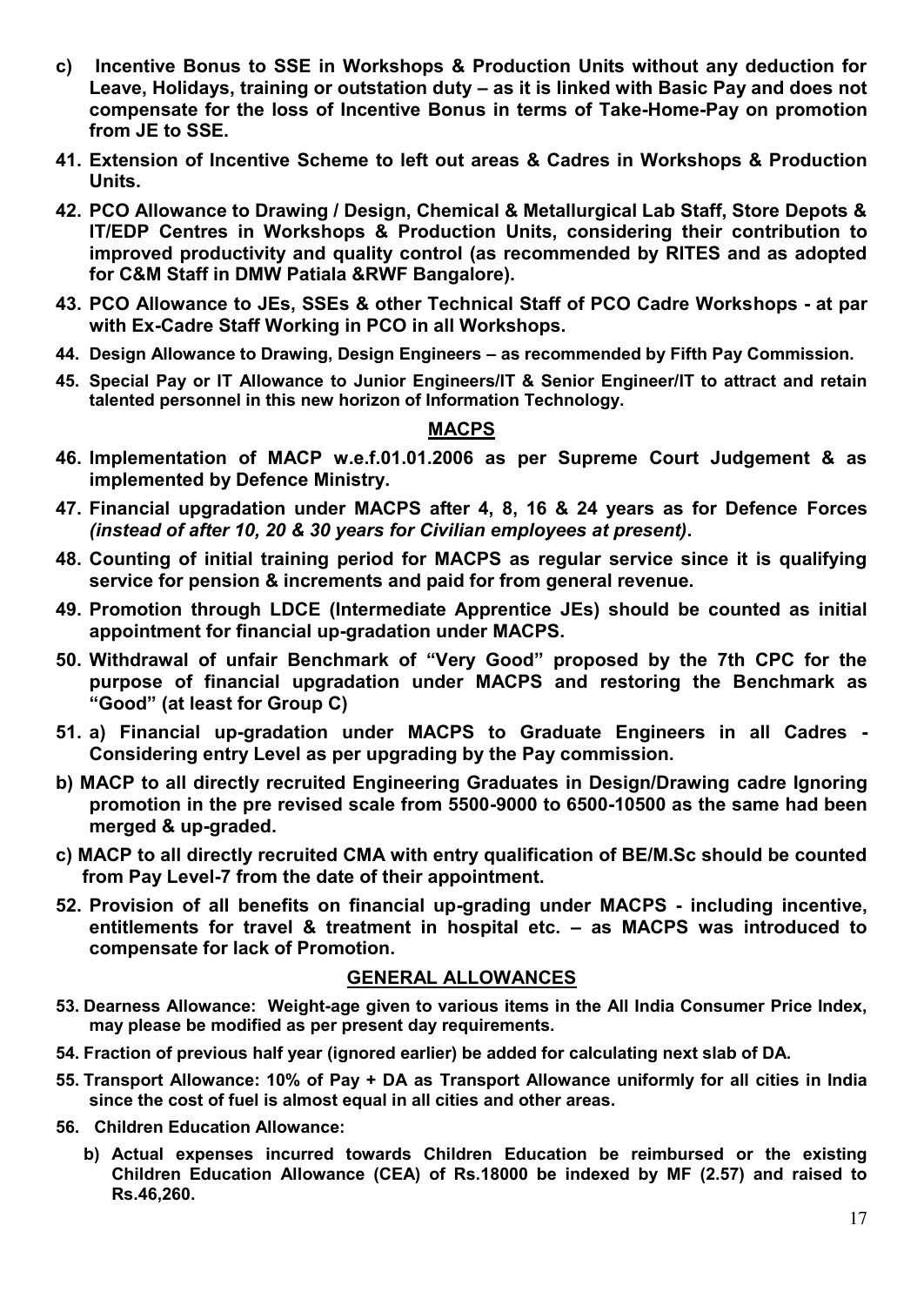c) **Incentive Bonus to SSE in Workshops & Production Units without any deduction for Leave, Holidays, training or outstation duty – as it is linked with Basic Pay and does not compensate for the loss of Incentive Bonus in terms of Take-Home-Pay on promotion from JE to SSE.**

41. **Extension of Incentive Scheme to left out areas & Cadres in Workshops & Production Units.**

42. **PCO Allowance to Drawing / Design, Chemical & Metallurgical Lab Staff, Store Depots & IT/EDP Centres in Workshops & Production Units, considering their contribution to improved productivity and quality control (as recommended by RITES and as adopted for C&M Staff in DMW Patiala &RWF Bangalore).**

43. **PCO Allowance to JEs, SSEs & other Technical Staff of PCO Cadre Workshops - at par with Ex-Cadre Staff Working in PCO in all Workshops.**

44. **Design Allowance to Drawing, Design Engineers – as recommended by Fifth Pay Commission.**

45. **Special Pay or IT Allowance to Junior Engineers/IT & Senior Engineer/IT to attract and retain talented personnel in this new horizon of Information Technology.**

## MACPS

46. **Implementation of MACP w.e.f.01.01.2006 as per Supreme Court Judgement & as implemented by Defence Ministry.**

47. **Financial upgradation under MACPS after 4, 8, 16 & 24 years as for Defence Forces *(instead of after 10, 20 & 30 years for Civilian employees at present)*.**

48. **Counting of initial training period for MACPS as regular service since it is qualifying service for pension & increments and paid for from general revenue.**

49. **Promotion through LDCE (Intermediate Apprentice JEs) should be counted as initial appointment for financial up-gradation under MACPS.**

50. **Withdrawal of unfair Benchmark of "Very Good" proposed by the 7th CPC for the purpose of financial upgradation under MACPS and restoring the Benchmark as "Good" (at least for Group C)**

51. **a) Financial up-gradation under MACPS to Graduate Engineers in all Cadres - Considering entry Level as per upgrading by the Pay commission.**

**b) MACP to all directly recruited Engineering Graduates in Design/Drawing cadre Ignoring promotion in the pre revised scale from 5500-9000 to 6500-10500 as the same had been merged & up-graded.**

**c) MACP to all directly recruited CMA with entry qualification of BE/M.Sc should be counted from Pay Level-7 from the date of their appointment.**

52. **Provision of all benefits on financial up-grading under MACPS - including incentive, entitlements for travel & treatment in hospital etc. – as MACPS was introduced to compensate for lack of Promotion.**

## GENERAL ALLOWANCES

53. **Dearness Allowance: Weight-age given to various items in the All India Consumer Price Index, may please be modified as per present day requirements.**

54. **Fraction of previous half year (ignored earlier) be added for calculating next slab of DA.**

55. **Transport Allowance: 10% of Pay + DA as Transport Allowance uniformly for all cities in India since the cost of fuel is almost equal in all cities and other areas.**

56. **Children Education Allowance:**

    b) **Actual expenses incurred towards Children Education be reimbursed or the existing Children Education Allowance (CEA) of Rs.18000 be indexed by MF (2.57) and raised to Rs.46,260.**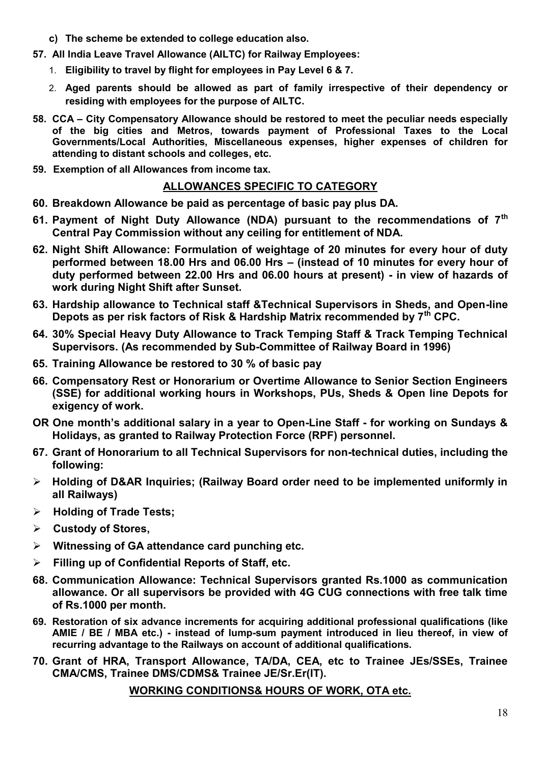c) **The scheme be extended to college education also.**

**57. All India Leave Travel Allowance (AILTC) for Railway Employees:**

1. **Eligibility to travel by flight for employees in Pay Level 6 & 7.**
2. **Aged parents should be allowed as part of family irrespective of their dependency or residing with employees for the purpose of AILTC.**

**58. CCA – City Compensatory Allowance should be restored to meet the peculiar needs especially of the big cities and Metros, towards payment of Professional Taxes to the Local Governments/Local Authorities, Miscellaneous expenses, higher expenses of children for attending to distant schools and colleges, etc.**

**59. Exemption of all Allowances from income tax.**

## ALLOWANCES SPECIFIC TO CATEGORY

**60. Breakdown Allowance be paid as percentage of basic pay plus DA.**

**61. Payment of Night Duty Allowance (NDA) pursuant to the recommendations of 7th Central Pay Commission without any ceiling for entitlement of NDA.**

**62. Night Shift Allowance: Formulation of weightage of 20 minutes for every hour of duty performed between 18.00 Hrs and 06.00 Hrs – (instead of 10 minutes for every hour of duty performed between 22.00 Hrs and 06.00 hours at present) - in view of hazards of work during Night Shift after Sunset.**

**63. Hardship allowance to Technical staff &Technical Supervisors in Sheds, and Open-line Depots as per risk factors of Risk & Hardship Matrix recommended by 7th CPC.**

**64. 30% Special Heavy Duty Allowance to Track Temping Staff & Track Temping Technical Supervisors. (As recommended by Sub-Committee of Railway Board in 1996)**

**65. Training Allowance be restored to 30 % of basic pay**

**66. Compensatory Rest or Honorarium or Overtime Allowance to Senior Section Engineers (SSE) for additional working hours in Workshops, PUs, Sheds & Open line Depots for exigency of work.**

**OR One month's additional salary in a year to Open-Line Staff - for working on Sundays & Holidays, as granted to Railway Protection Force (RPF) personnel.**

**67. Grant of Honorarium to all Technical Supervisors for non-technical duties, including the following:**

- **Holding of D&AR Inquiries; (Railway Board order need to be implemented uniformly in all Railways)**
- **Holding of Trade Tests;**
- **Custody of Stores,**
- **Witnessing of GA attendance card punching etc.**
- **Filling up of Confidential Reports of Staff, etc.**

**68. Communication Allowance: Technical Supervisors granted Rs.1000 as communication allowance. Or all supervisors be provided with 4G CUG connections with free talk time of Rs.1000 per month.**

**69. Restoration of six advance increments for acquiring additional professional qualifications (like AMIE / BE / MBA etc.) - instead of lump-sum payment introduced in lieu thereof, in view of recurring advantage to the Railways on account of additional qualifications.**

**70. Grant of HRA, Transport Allowance, TA/DA, CEA, etc to Trainee JEs/SSEs, Trainee CMA/CMS, Trainee DMS/CDMS& Trainee JE/Sr.Er(IT).**

## WORKING CONDITIONS& HOURS OF WORK, OTA etc.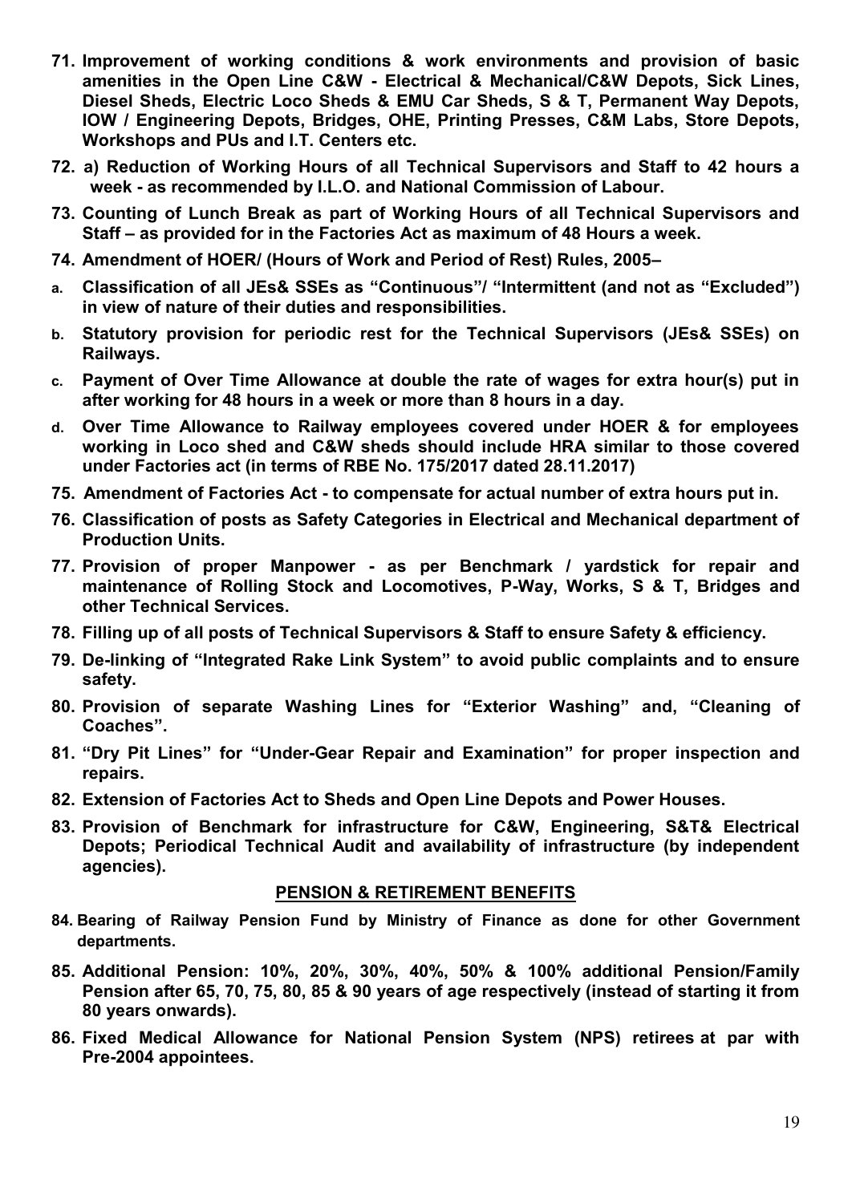**71. Improvement of working conditions & work environments and provision of basic amenities in the Open Line C&W - Electrical & Mechanical/C&W Depots, Sick Lines, Diesel Sheds, Electric Loco Sheds & EMU Car Sheds, S & T, Permanent Way Depots, IOW / Engineering Depots, Bridges, OHE, Printing Presses, C&M Labs, Store Depots, Workshops and PUs and I.T. Centers etc.**

**72. a) Reduction of Working Hours of all Technical Supervisors and Staff to 42 hours a week - as recommended by I.L.O. and National Commission of Labour.**

**73. Counting of Lunch Break as part of Working Hours of all Technical Supervisors and Staff – as provided for in the Factories Act as maximum of 48 Hours a week.**

**74. Amendment of HOER/ (Hours of Work and Period of Rest) Rules, 2005–**

**a. Classification of all JEs& SSEs as "Continuous"/ "Intermittent (and not as "Excluded") in view of nature of their duties and responsibilities.**

**b. Statutory provision for periodic rest for the Technical Supervisors (JEs& SSEs) on Railways.**

**c. Payment of Over Time Allowance at double the rate of wages for extra hour(s) put in after working for 48 hours in a week or more than 8 hours in a day.**

**d. Over Time Allowance to Railway employees covered under HOER & for employees working in Loco shed and C&W sheds should include HRA similar to those covered under Factories act (in terms of RBE No. 175/2017 dated 28.11.2017)**

**75. Amendment of Factories Act - to compensate for actual number of extra hours put in.**

**76. Classification of posts as Safety Categories in Electrical and Mechanical department of Production Units.**

**77. Provision of proper Manpower - as per Benchmark / yardstick for repair and maintenance of Rolling Stock and Locomotives, P-Way, Works, S & T, Bridges and other Technical Services.**

**78. Filling up of all posts of Technical Supervisors & Staff to ensure Safety & efficiency.**

**79. De-linking of "Integrated Rake Link System" to avoid public complaints and to ensure safety.**

**80. Provision of separate Washing Lines for "Exterior Washing" and, "Cleaning of Coaches".**

**81. "Dry Pit Lines" for "Under-Gear Repair and Examination" for proper inspection and repairs.**

**82. Extension of Factories Act to Sheds and Open Line Depots and Power Houses.**

**83. Provision of Benchmark for infrastructure for C&W, Engineering, S&T& Electrical Depots; Periodical Technical Audit and availability of infrastructure (by independent agencies).**

## PENSION & RETIREMENT BENEFITS

**84. Bearing of Railway Pension Fund by Ministry of Finance as done for other Government departments.**

**85. Additional Pension: 10%, 20%, 30%, 40%, 50% & 100% additional Pension/Family Pension after 65, 70, 75, 80, 85 & 90 years of age respectively (instead of starting it from 80 years onwards).**

**86. Fixed Medical Allowance for National Pension System (NPS) retirees at par with Pre-2004 appointees.**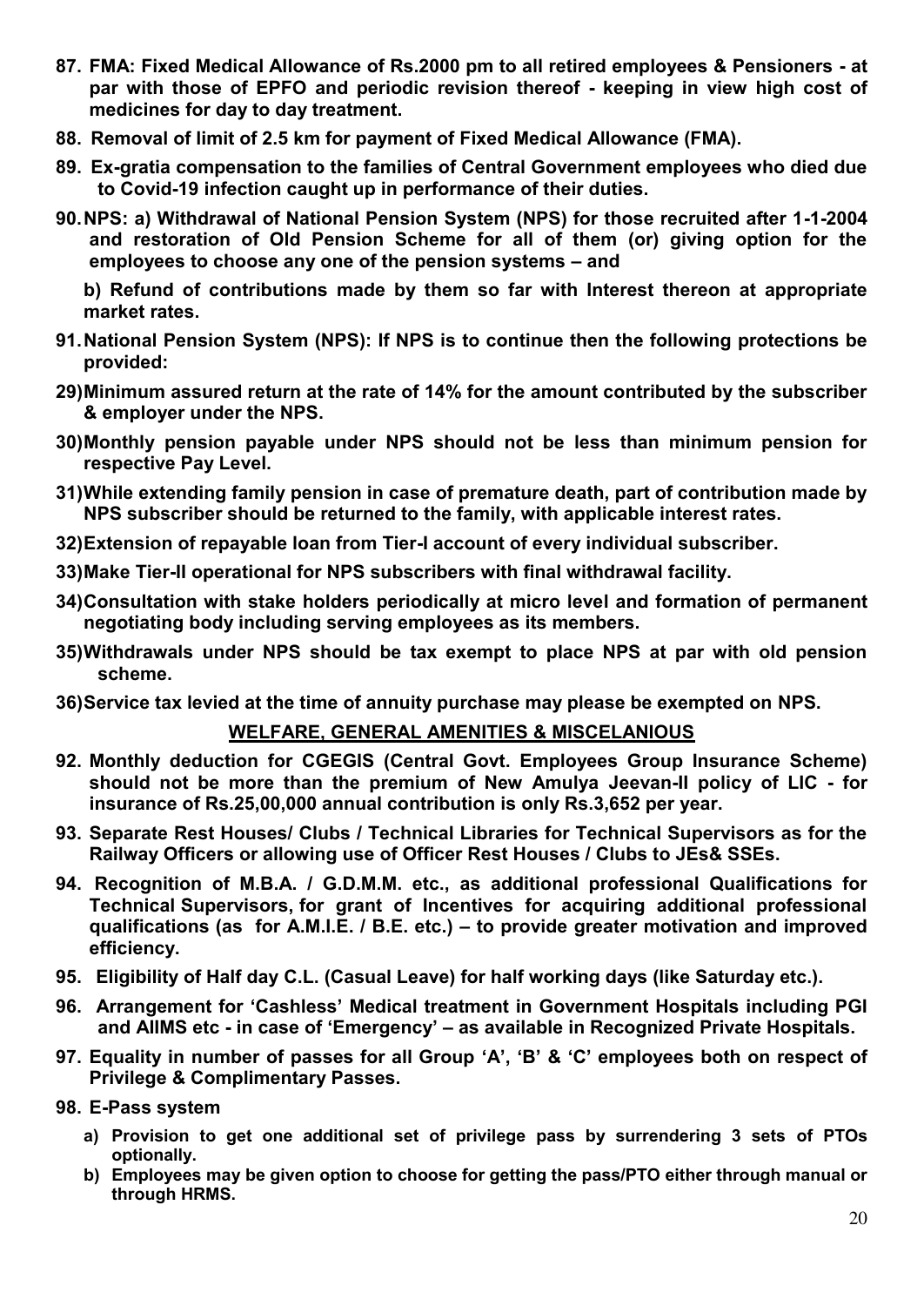87. **FMA: Fixed Medical Allowance of Rs.2000 pm to all retired employees & Pensioners - at par with those of EPFO and periodic revision thereof - keeping in view high cost of medicines for day to day treatment.**

88. **Removal of limit of 2.5 km for payment of Fixed Medical Allowance (FMA).**

89. **Ex-gratia compensation to the families of Central Government employees who died due to Covid-19 infection caught up in performance of their duties.**

90. **NPS: a) Withdrawal of National Pension System (NPS) for those recruited after 1-1-2004 and restoration of Old Pension Scheme for all of them (or) giving option for the employees to choose any one of the pension systems – and**

    **b) Refund of contributions made by them so far with Interest thereon at appropriate market rates.**

91. **National Pension System (NPS): If NPS is to continue then the following protections be provided:**

29) **Minimum assured return at the rate of 14% for the amount contributed by the subscriber & employer under the NPS.**

30) **Monthly pension payable under NPS should not be less than minimum pension for respective Pay Level.**

31) **While extending family pension in case of premature death, part of contribution made by NPS subscriber should be returned to the family, with applicable interest rates.**

32) **Extension of repayable loan from Tier-I account of every individual subscriber.**

33) **Make Tier-II operational for NPS subscribers with final withdrawal facility.**

34) **Consultation with stake holders periodically at micro level and formation of permanent negotiating body including serving employees as its members.**

35) **Withdrawals under NPS should be tax exempt to place NPS at par with old pension scheme.**

36) **Service tax levied at the time of annuity purchase may please be exempted on NPS.**

## WELFARE, GENERAL AMENITIES & MISCELANIOUS

92. **Monthly deduction for CGEGIS (Central Govt. Employees Group Insurance Scheme) should not be more than the premium of New Amulya Jeevan-II policy of LIC - for insurance of Rs.25,00,000 annual contribution is only Rs.3,652 per year.**

93. **Separate Rest Houses/ Clubs / Technical Libraries for Technical Supervisors as for the Railway Officers or allowing use of Officer Rest Houses / Clubs to JEs& SSEs.**

94. **Recognition of M.B.A. / G.D.M.M. etc., as additional professional Qualifications for Technical Supervisors, for grant of Incentives for acquiring additional professional qualifications (as for A.M.I.E. / B.E. etc.) – to provide greater motivation and improved efficiency.**

95. **Eligibility of Half day C.L. (Casual Leave) for half working days (like Saturday etc.).**

96. **Arrangement for 'Cashless' Medical treatment in Government Hospitals including PGI and AIIMS etc - in case of 'Emergency' – as available in Recognized Private Hospitals.**

97. **Equality in number of passes for all Group 'A', 'B' & 'C' employees both on respect of Privilege & Complimentary Passes.**

98. **E-Pass system**
    a) **Provision to get one additional set of privilege pass by surrendering 3 sets of PTOs optionally.**
    b) **Employees may be given option to choose for getting the pass/PTO either through manual or through HRMS.**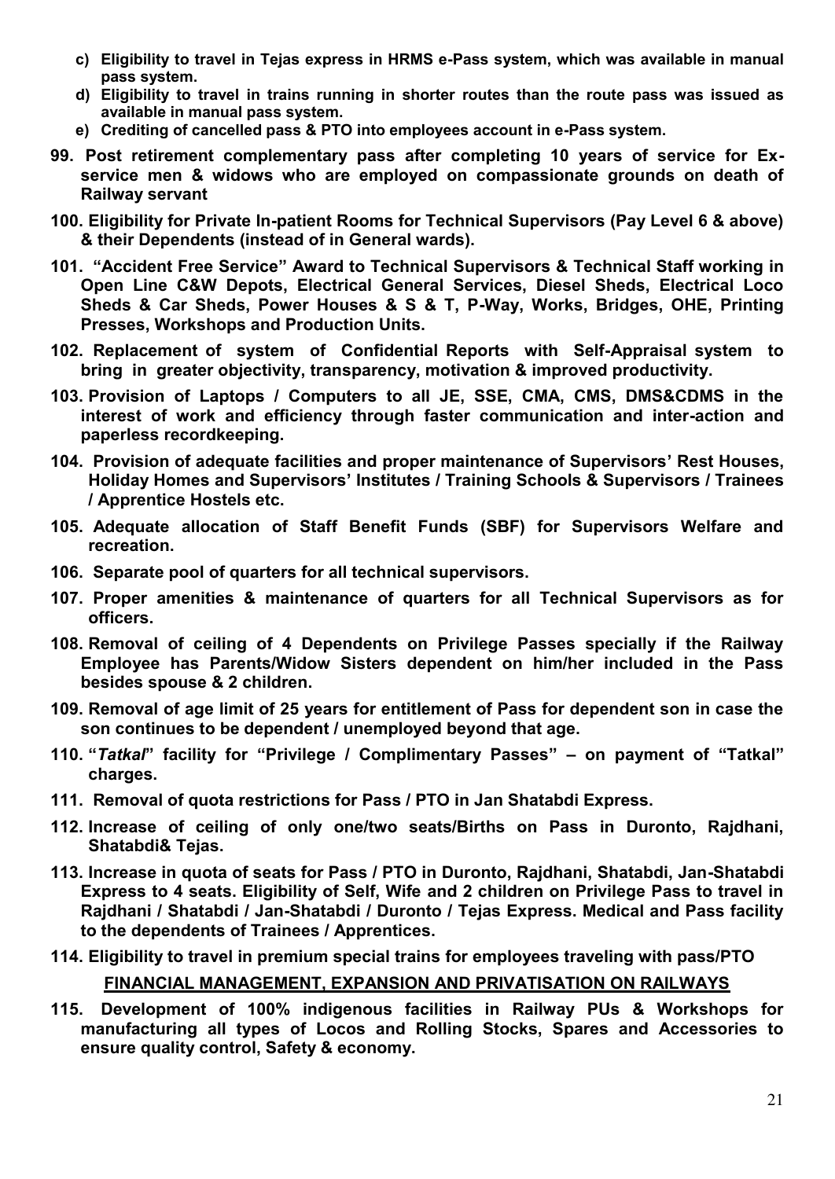- **c) Eligibility to travel in Tejas express in HRMS e-Pass system, which was available in manual pass system.**
- **d) Eligibility to travel in trains running in shorter routes than the route pass was issued as available in manual pass system.**
- **e) Crediting of cancelled pass & PTO into employees account in e-Pass system.**

**99. Post retirement complementary pass after completing 10 years of service for Ex-service men & widows who are employed on compassionate grounds on death of Railway servant**

**100. Eligibility for Private In-patient Rooms for Technical Supervisors (Pay Level 6 & above) & their Dependents (instead of in General wards).**

**101. "Accident Free Service" Award to Technical Supervisors & Technical Staff working in Open Line C&W Depots, Electrical General Services, Diesel Sheds, Electrical Loco Sheds & Car Sheds, Power Houses & S & T, P-Way, Works, Bridges, OHE, Printing Presses, Workshops and Production Units.**

**102. Replacement of system of Confidential Reports with Self-Appraisal system to bring in greater objectivity, transparency, motivation & improved productivity.**

**103. Provision of Laptops / Computers to all JE, SSE, CMA, CMS, DMS&CDMS in the interest of work and efficiency through faster communication and inter-action and paperless recordkeeping.**

**104. Provision of adequate facilities and proper maintenance of Supervisors' Rest Houses, Holiday Homes and Supervisors' Institutes / Training Schools & Supervisors / Trainees / Apprentice Hostels etc.**

**105. Adequate allocation of Staff Benefit Funds (SBF) for Supervisors Welfare and recreation.**

**106. Separate pool of quarters for all technical supervisors.**

**107. Proper amenities & maintenance of quarters for all Technical Supervisors as for officers.**

**108. Removal of ceiling of 4 Dependents on Privilege Passes specially if the Railway Employee has Parents/Widow Sisters dependent on him/her included in the Pass besides spouse & 2 children.**

**109. Removal of age limit of 25 years for entitlement of Pass for dependent son in case the son continues to be dependent / unemployed beyond that age.**

**110. "*Tatkal*" facility for "Privilege / Complimentary Passes" – on payment of "Tatkal" charges.**

**111. Removal of quota restrictions for Pass / PTO in Jan Shatabdi Express.**

**112. Increase of ceiling of only one/two seats/Births on Pass in Duronto, Rajdhani, Shatabdi& Tejas.**

**113. Increase in quota of seats for Pass / PTO in Duronto, Rajdhani, Shatabdi, Jan-Shatabdi Express to 4 seats. Eligibility of Self, Wife and 2 children on Privilege Pass to travel in Rajdhani / Shatabdi / Jan-Shatabdi / Duronto / Tejas Express. Medical and Pass facility to the dependents of Trainees / Apprentices.**

**114. Eligibility to travel in premium special trains for employees traveling with pass/PTO**

## FINANCIAL MANAGEMENT, EXPANSION AND PRIVATISATION ON RAILWAYS

**115. Development of 100% indigenous facilities in Railway PUs & Workshops for manufacturing all types of Locos and Rolling Stocks, Spares and Accessories to ensure quality control, Safety & economy.**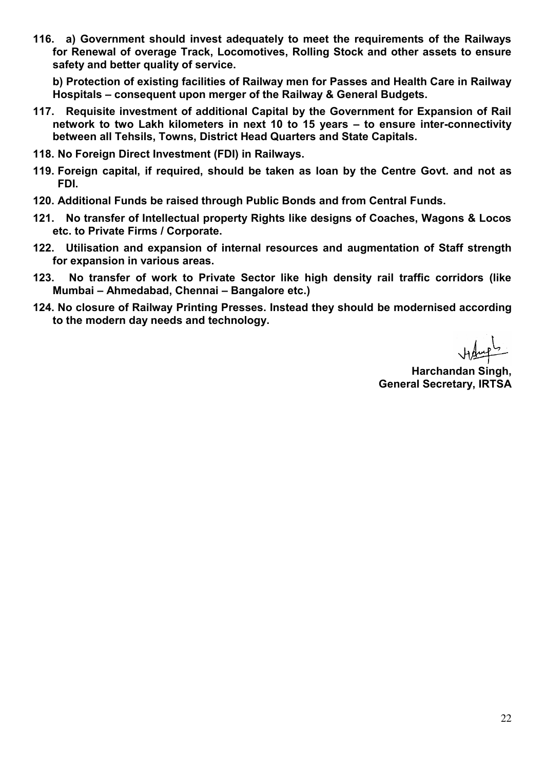**116. a) Government should invest adequately to meet the requirements of the Railways for Renewal of overage Track, Locomotives, Rolling Stock and other assets to ensure safety and better quality of service.**

**b) Protection of existing facilities of Railway men for Passes and Health Care in Railway Hospitals – consequent upon merger of the Railway & General Budgets.**

**117. Requisite investment of additional Capital by the Government for Expansion of Rail network to two Lakh kilometers in next 10 to 15 years – to ensure inter-connectivity between all Tehsils, Towns, District Head Quarters and State Capitals.**

**118. No Foreign Direct Investment (FDI) in Railways.**

**119. Foreign capital, if required, should be taken as loan by the Centre Govt. and not as FDI.**

**120. Additional Funds be raised through Public Bonds and from Central Funds.**

**121. No transfer of Intellectual property Rights like designs of Coaches, Wagons & Locos etc. to Private Firms / Corporate.**

**122. Utilisation and expansion of internal resources and augmentation of Staff strength for expansion in various areas.**

**123. No transfer of work to Private Sector like high density rail traffic corridors (like Mumbai – Ahmedabad, Chennai – Bangalore etc.)**

**124. No closure of Railway Printing Presses. Instead they should be modernised according to the modern day needs and technology.**

**Harchandan Singh,**
**General Secretary, IRTSA**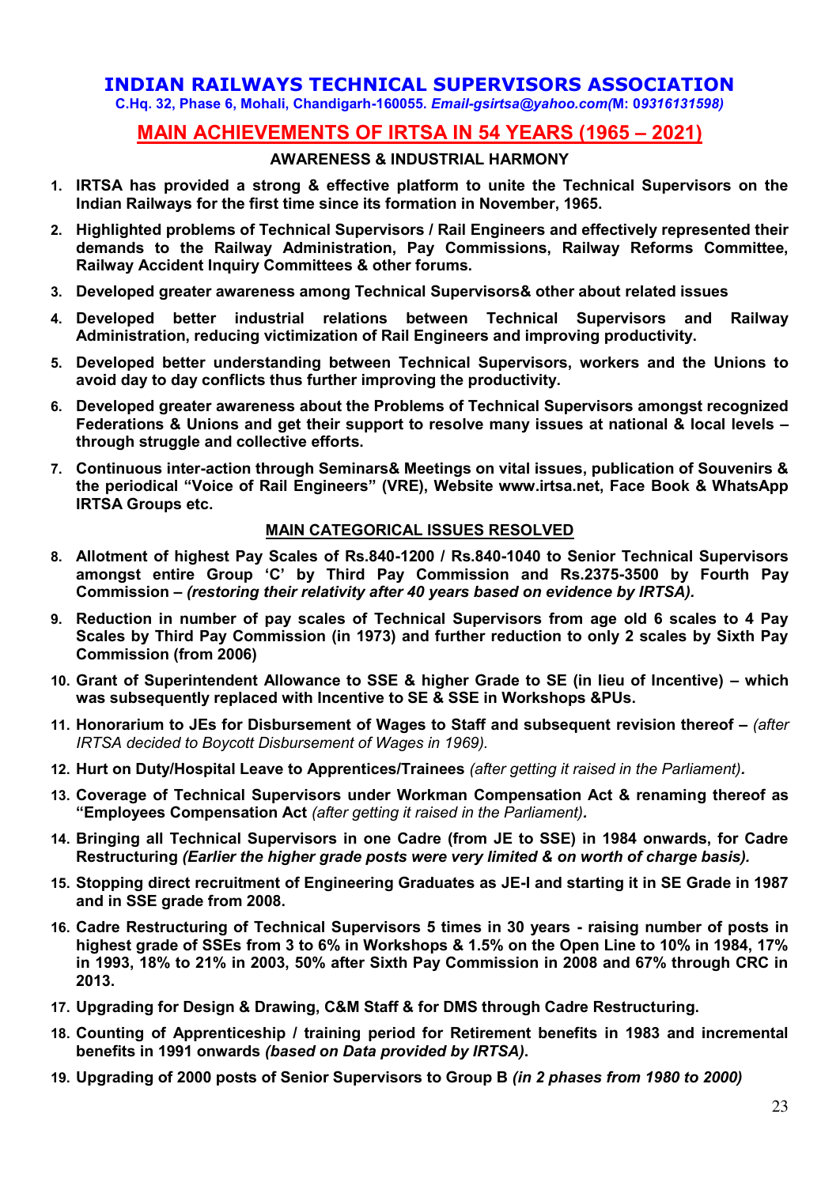# INDIAN RAILWAYS TECHNICAL SUPERVISORS ASSOCIATION

**C.Hq. 32, Phase 6, Mohali, Chandigarh-160055.** ***Email-gsirtsa@yahoo.com*****(M:** ***09316131598)***

## MAIN ACHIEVEMENTS OF IRTSA IN 54 YEARS (1965 – 2021)

### AWARENESS & INDUSTRIAL HARMONY

1. **IRTSA has provided a strong & effective platform to unite the Technical Supervisors on the Indian Railways for the first time since its formation in November, 1965.**
2. **Highlighted problems of Technical Supervisors / Rail Engineers and effectively represented their demands to the Railway Administration, Pay Commissions, Railway Reforms Committee, Railway Accident Inquiry Committees & other forums.**
3. **Developed greater awareness among Technical Supervisors& other about related issues**
4. **Developed better industrial relations between Technical Supervisors and Railway Administration, reducing victimization of Rail Engineers and improving productivity.**
5. **Developed better understanding between Technical Supervisors, workers and the Unions to avoid day to day conflicts thus further improving the productivity.**
6. **Developed greater awareness about the Problems of Technical Supervisors amongst recognized Federations & Unions and get their support to resolve many issues at national & local levels – through struggle and collective efforts.**
7. **Continuous inter-action through Seminars& Meetings on vital issues, publication of Souvenirs & the periodical "Voice of Rail Engineers" (VRE), Website www.irtsa.net, Face Book & WhatsApp IRTSA Groups etc.**

### MAIN CATEGORICAL ISSUES RESOLVED

8. **Allotment of highest Pay Scales of Rs.840-1200 / Rs.840-1040 to Senior Technical Supervisors amongst entire Group 'C' by Third Pay Commission and Rs.2375-3500 by Fourth Pay Commission –** ***(restoring their relativity after 40 years based on evidence by IRTSA).***
9. **Reduction in number of pay scales of Technical Supervisors from age old 6 scales to 4 Pay Scales by Third Pay Commission (in 1973) and further reduction to only 2 scales by Sixth Pay Commission (from 2006)**
10. **Grant of Superintendent Allowance to SSE & higher Grade to SE (in lieu of Incentive) – which was subsequently replaced with Incentive to SE & SSE in Workshops &PUs.**
11. **Honorarium to JEs for Disbursement of Wages to Staff and subsequent revision thereof –** *(after IRTSA decided to Boycott Disbursement of Wages in 1969).*
12. **Hurt on Duty/Hospital Leave to Apprentices/Trainees** *(after getting it raised in the Parliament)***.**
13. **Coverage of Technical Supervisors under Workman Compensation Act & renaming thereof as "Employees Compensation Act** *(after getting it raised in the Parliament)***.**
14. **Bringing all Technical Supervisors in one Cadre (from JE to SSE) in 1984 onwards, for Cadre Restructuring** ***(Earlier the higher grade posts were very limited & on worth of charge basis).***
15. **Stopping direct recruitment of Engineering Graduates as JE-I and starting it in SE Grade in 1987 and in SSE grade from 2008.**
16. **Cadre Restructuring of Technical Supervisors 5 times in 30 years - raising number of posts in highest grade of SSEs from 3 to 6% in Workshops & 1.5% on the Open Line to 10% in 1984, 17% in 1993, 18% to 21% in 2003, 50% after Sixth Pay Commission in 2008 and 67% through CRC in 2013.**
17. **Upgrading for Design & Drawing, C&M Staff & for DMS through Cadre Restructuring.**
18. **Counting of Apprenticeship / training period for Retirement benefits in 1983 and incremental benefits in 1991 onwards** ***(based on Data provided by IRTSA)*****.**
19. **Upgrading of 2000 posts of Senior Supervisors to Group B** ***(in 2 phases from 1980 to 2000)***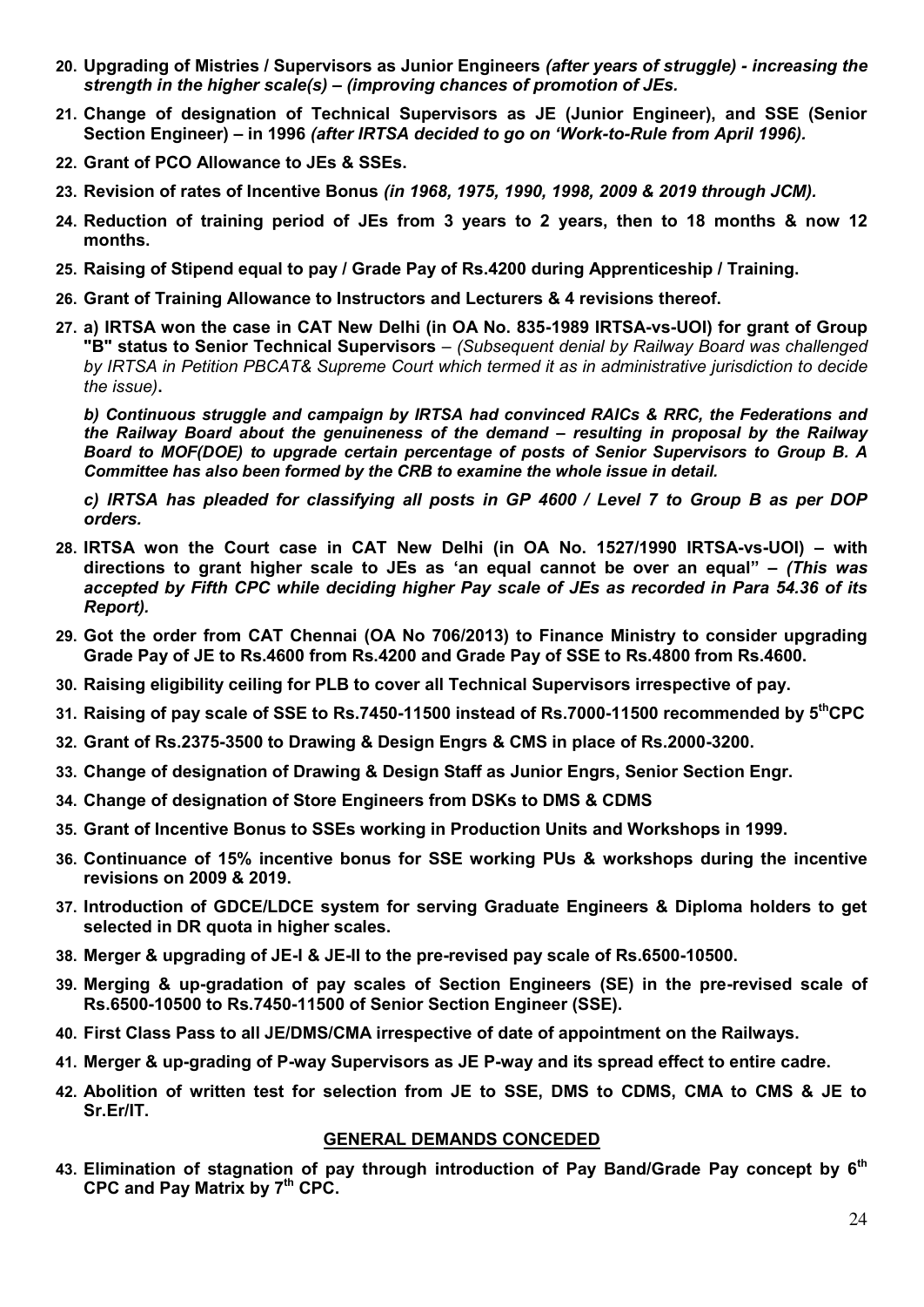20. **Upgrading of Mistries / Supervisors as Junior Engineers** ***(after years of struggle) - increasing the strength in the higher scale(s) – (improving chances of promotion of JEs.***

21. **Change of designation of Technical Supervisors as JE (Junior Engineer), and SSE (Senior Section Engineer) – in 1996** ***(after IRTSA decided to go on 'Work-to-Rule from April 1996).***

22. **Grant of PCO Allowance to JEs & SSEs.**

23. **Revision of rates of Incentive Bonus** ***(in 1968, 1975, 1990, 1998, 2009 & 2019 through JCM).***

24. **Reduction of training period of JEs from 3 years to 2 years, then to 18 months & now 12 months.**

25. **Raising of Stipend equal to pay / Grade Pay of Rs.4200 during Apprenticeship / Training.**

26. **Grant of Training Allowance to Instructors and Lecturers & 4 revisions thereof.**

27. **a) IRTSA won the case in CAT New Delhi (in OA No. 835-1989 IRTSA-vs-UOI) for grant of Group "B" status to Senior Technical Supervisors** – *(Subsequent denial by Railway Board was challenged by IRTSA in Petition PBCAT& Supreme Court which termed it as in administrative jurisdiction to decide the issue)*.

    ***b) Continuous struggle and campaign by IRTSA had convinced RAICs & RRC, the Federations and the Railway Board about the genuineness of the demand – resulting in proposal by the Railway Board to MOF(DOE) to upgrade certain percentage of posts of Senior Supervisors to Group B. A Committee has also been formed by the CRB to examine the whole issue in detail.***

    ***c) IRTSA has pleaded for classifying all posts in GP 4600 / Level 7 to Group B as per DOP orders.***

28. **IRTSA won the Court case in CAT New Delhi (in OA No. 1527/1990 IRTSA-vs-UOI) – with directions to grant higher scale to JEs as 'an equal cannot be over an equal" –** ***(This was accepted by Fifth CPC while deciding higher Pay scale of JEs as recorded in Para 54.36 of its Report).***

29. **Got the order from CAT Chennai (OA No 706/2013) to Finance Ministry to consider upgrading Grade Pay of JE to Rs.4600 from Rs.4200 and Grade Pay of SSE to Rs.4800 from Rs.4600.**

30. **Raising eligibility ceiling for PLB to cover all Technical Supervisors irrespective of pay.**

31. **Raising of pay scale of SSE to Rs.7450-11500 instead of Rs.7000-11500 recommended by 5thCPC**

32. **Grant of Rs.2375-3500 to Drawing & Design Engrs & CMS in place of Rs.2000-3200.**

33. **Change of designation of Drawing & Design Staff as Junior Engrs, Senior Section Engr.**

34. **Change of designation of Store Engineers from DSKs to DMS & CDMS**

35. **Grant of Incentive Bonus to SSEs working in Production Units and Workshops in 1999.**

36. **Continuance of 15% incentive bonus for SSE working PUs & workshops during the incentive revisions on 2009 & 2019.**

37. **Introduction of GDCE/LDCE system for serving Graduate Engineers & Diploma holders to get selected in DR quota in higher scales.**

38. **Merger & upgrading of JE-I & JE-II to the pre-revised pay scale of Rs.6500-10500.**

39. **Merging & up-gradation of pay scales of Section Engineers (SE) in the pre-revised scale of Rs.6500-10500 to Rs.7450-11500 of Senior Section Engineer (SSE).**

40. **First Class Pass to all JE/DMS/CMA irrespective of date of appointment on the Railways.**

41. **Merger & up-grading of P-way Supervisors as JE P-way and its spread effect to entire cadre.**

42. **Abolition of written test for selection from JE to SSE, DMS to CDMS, CMA to CMS & JE to Sr.Er/IT.**

## GENERAL DEMANDS CONCEDED

43. **Elimination of stagnation of pay through introduction of Pay Band/Grade Pay concept by 6th CPC and Pay Matrix by 7th CPC.**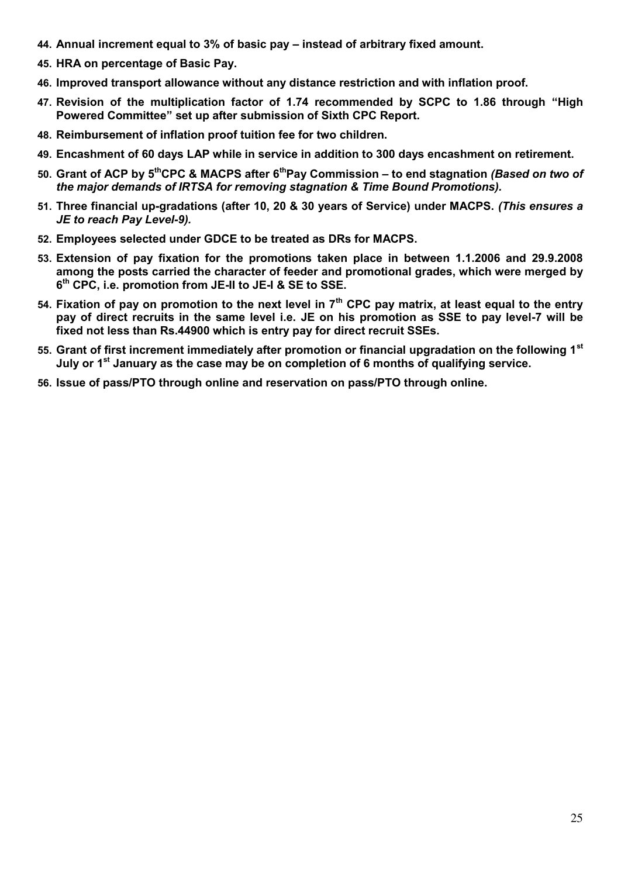44. **Annual increment equal to 3% of basic pay – instead of arbitrary fixed amount.**
45. **HRA on percentage of Basic Pay.**
46. **Improved transport allowance without any distance restriction and with inflation proof.**
47. **Revision of the multiplication factor of 1.74 recommended by SCPC to 1.86 through "High Powered Committee" set up after submission of Sixth CPC Report.**
48. **Reimbursement of inflation proof tuition fee for two children.**
49. **Encashment of 60 days LAP while in service in addition to 300 days encashment on retirement.**
50. **Grant of ACP by 5th CPC & MACPS after 6th Pay Commission – to end stagnation *(Based on two of the major demands of IRTSA for removing stagnation & Time Bound Promotions).***
51. **Three financial up-gradations (after 10, 20 & 30 years of Service) under MACPS. *(This ensures a JE to reach Pay Level-9).***
52. **Employees selected under GDCE to be treated as DRs for MACPS.**
53. **Extension of pay fixation for the promotions taken place in between 1.1.2006 and 29.9.2008 among the posts carried the character of feeder and promotional grades, which were merged by 6th CPC, i.e. promotion from JE-II to JE-I & SE to SSE.**
54. **Fixation of pay on promotion to the next level in 7th CPC pay matrix, at least equal to the entry pay of direct recruits in the same level i.e. JE on his promotion as SSE to pay level-7 will be fixed not less than Rs.44900 which is entry pay for direct recruit SSEs.**
55. **Grant of first increment immediately after promotion or financial upgradation on the following 1st July or 1st January as the case may be on completion of 6 months of qualifying service.**
56. **Issue of pass/PTO through online and reservation on pass/PTO through online.**